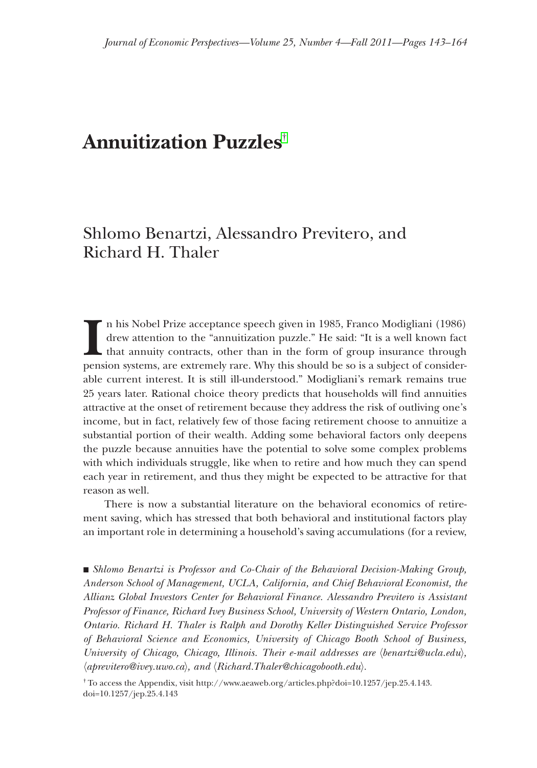# Annuitization Puzzles[†]

Shlomo Benartzi, Alessandro Previtero, and Richard H. Thaler

In his Nobel Prize acceptance speech given in 1985, Franco Modigliani (1986) drew attention to the "annuitization puzzle." He said: "It is a well known fact that annuity contracts, other than in the form of group insurance through pension systems, are extremely rare. Why this should be so is a subject of considerable current interest. It is still ill-understood." Modigliani's remark remains true 25 years later. Rational choice theory predicts that households will find annuities attractive at the onset of retirement because they address the risk of outliving one's income, but in fact, relatively few of those facing retirement choose to annuitize a substantial portion of their wealth. Adding some behavioral factors only deepens the puzzle because annuities have the potential to solve some complex problems with which individuals struggle, like when to retire and how much they can spend each year in retirement, and thus they might be expected to be attractive for that reason as well.

There is now a substantial literature on the behavioral economics of retirement saving, which has stressed that both behavioral and institutional factors play an important role in determining a household's saving accumulations (for a review,

■ *Shlomo Benartzi is Professor and Co-Chair of the Behavioral Decision-Making Group, Anderson School of Management, UCLA, California, and Chief Behavioral Economist, the Allianz Global Investors Center for Behavioral Finance. Alessandro Previtero is Assistant Professor of Finance, Richard Ivey Business School, University of Western Ontario, London, Ontario. Richard H. Thaler is Ralph and Dorothy Keller Distinguished Service Professor of Behavioral Science and Economics, University of Chicago Booth School of Business, University of Chicago, Chicago, Illinois. Their e-mail addresses are ⟨benartzi@ucla.edu⟩, ⟨aprevitero@ivey.uwo.ca⟩, and ⟨Richard.Thaler@chicagobooth.edu⟩.*

[†] To access the Appendix, visit http://www.aeaweb.org/articles.php?doi=10.1257/jep.25.4.143.
doi=10.1257/jep.25.4.143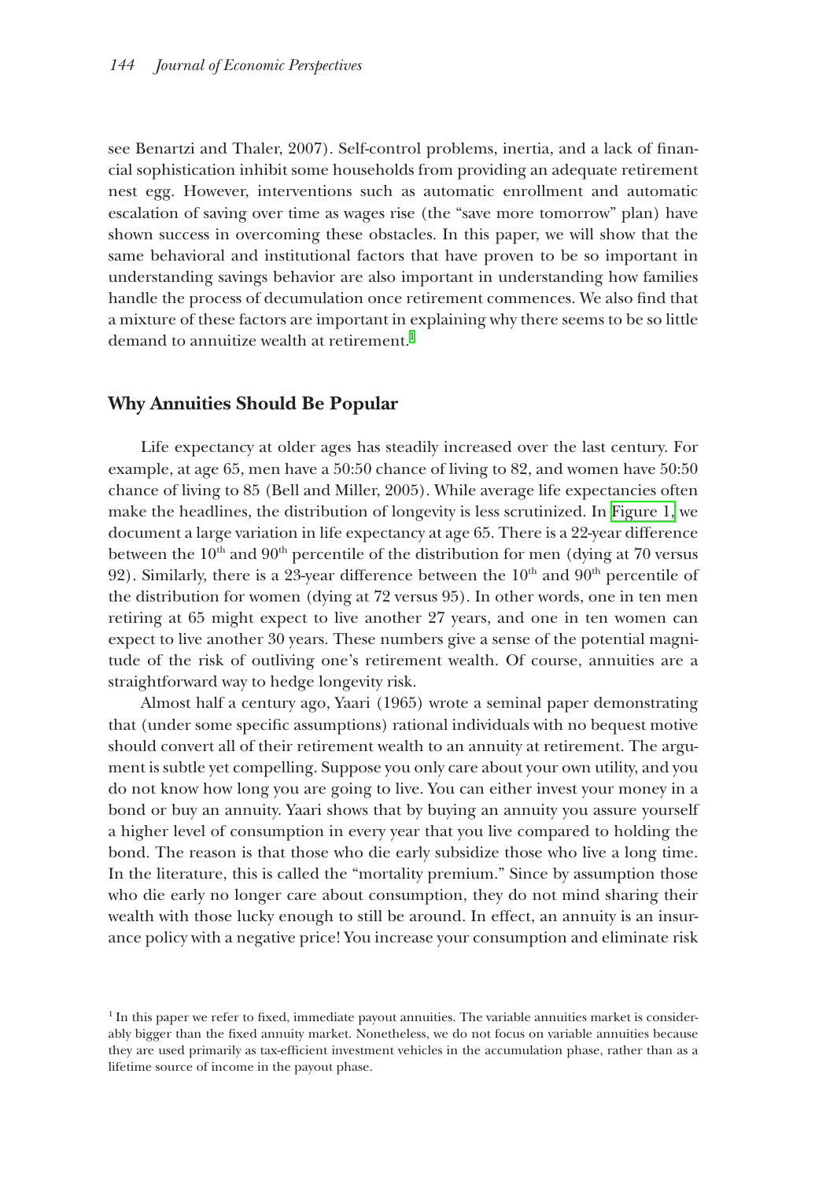see Benartzi and Thaler, 2007). Self-control problems, inertia, and a lack of financial sophistication inhibit some households from providing an adequate retirement nest egg. However, interventions such as automatic enrollment and automatic escalation of saving over time as wages rise (the "save more tomorrow" plan) have shown success in overcoming these obstacles. In this paper, we will show that the same behavioral and institutional factors that have proven to be so important in understanding savings behavior are also important in understanding how families handle the process of decumulation once retirement commences. We also find that a mixture of these factors are important in explaining why there seems to be so little demand to annuitize wealth at retirement.[1]

## Why Annuities Should Be Popular

Life expectancy at older ages has steadily increased over the last century. For example, at age 65, men have a 50:50 chance of living to 82, and women have 50:50 chance of living to 85 (Bell and Miller, 2005). While average life expectancies often make the headlines, the distribution of longevity is less scrutinized. In Figure 1, we document a large variation in life expectancy at age 65. There is a 22-year difference between the 10th and 90th percentile of the distribution for men (dying at 70 versus 92). Similarly, there is a 23-year difference between the 10th and 90th percentile of the distribution for women (dying at 72 versus 95). In other words, one in ten men retiring at 65 might expect to live another 27 years, and one in ten women can expect to live another 30 years. These numbers give a sense of the potential magnitude of the risk of outliving one's retirement wealth. Of course, annuities are a straightforward way to hedge longevity risk.

Almost half a century ago, Yaari (1965) wrote a seminal paper demonstrating that (under some specific assumptions) rational individuals with no bequest motive should convert all of their retirement wealth to an annuity at retirement. The argument is subtle yet compelling. Suppose you only care about your own utility, and you do not know how long you are going to live. You can either invest your money in a bond or buy an annuity. Yaari shows that by buying an annuity you assure yourself a higher level of consumption in every year that you live compared to holding the bond. The reason is that those who die early subsidize those who live a long time. In the literature, this is called the "mortality premium." Since by assumption those who die early no longer care about consumption, they do not mind sharing their wealth with those lucky enough to still be around. In effect, an annuity is an insurance policy with a negative price! You increase your consumption and eliminate risk

[1] In this paper we refer to fixed, immediate payout annuities. The variable annuities market is considerably bigger than the fixed annuity market. Nonetheless, we do not focus on variable annuities because they are used primarily as tax-efficient investment vehicles in the accumulation phase, rather than as a lifetime source of income in the payout phase.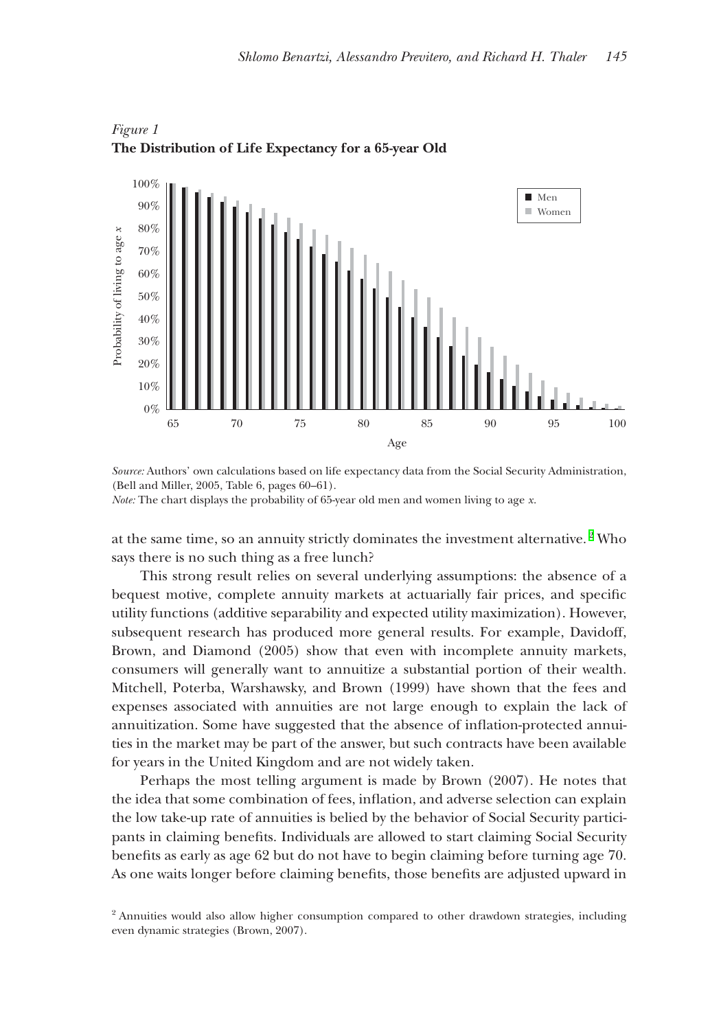*Figure 1*
**The Distribution of Life Expectancy for a 65-year Old**

*Source:* Authors' own calculations based on life expectancy data from the Social Security Administration, (Bell and Miller, 2005, Table 6, pages 60–61).
*Note:* The chart displays the probability of 65-year old men and women living to age *x*.

at the same time, so an annuity strictly dominates the investment alternative.[2] Who says there is no such thing as a free lunch?

This strong result relies on several underlying assumptions: the absence of a bequest motive, complete annuity markets at actuarially fair prices, and specific utility functions (additive separability and expected utility maximization). However, subsequent research has produced more general results. For example, Davidoff, Brown, and Diamond (2005) show that even with incomplete annuity markets, consumers will generally want to annuitize a substantial portion of their wealth. Mitchell, Poterba, Warshawsky, and Brown (1999) have shown that the fees and expenses associated with annuities are not large enough to explain the lack of annuitization. Some have suggested that the absence of inflation-protected annuities in the market may be part of the answer, but such contracts have been available for years in the United Kingdom and are not widely taken.

Perhaps the most telling argument is made by Brown (2007). He notes that the idea that some combination of fees, inflation, and adverse selection can explain the low take-up rate of annuities is belied by the behavior of Social Security participants in claiming benefits. Individuals are allowed to start claiming Social Security benefits as early as age 62 but do not have to begin claiming before turning age 70. As one waits longer before claiming benefits, those benefits are adjusted upward in

[2] Annuities would also allow higher consumption compared to other drawdown strategies, including even dynamic strategies (Brown, 2007).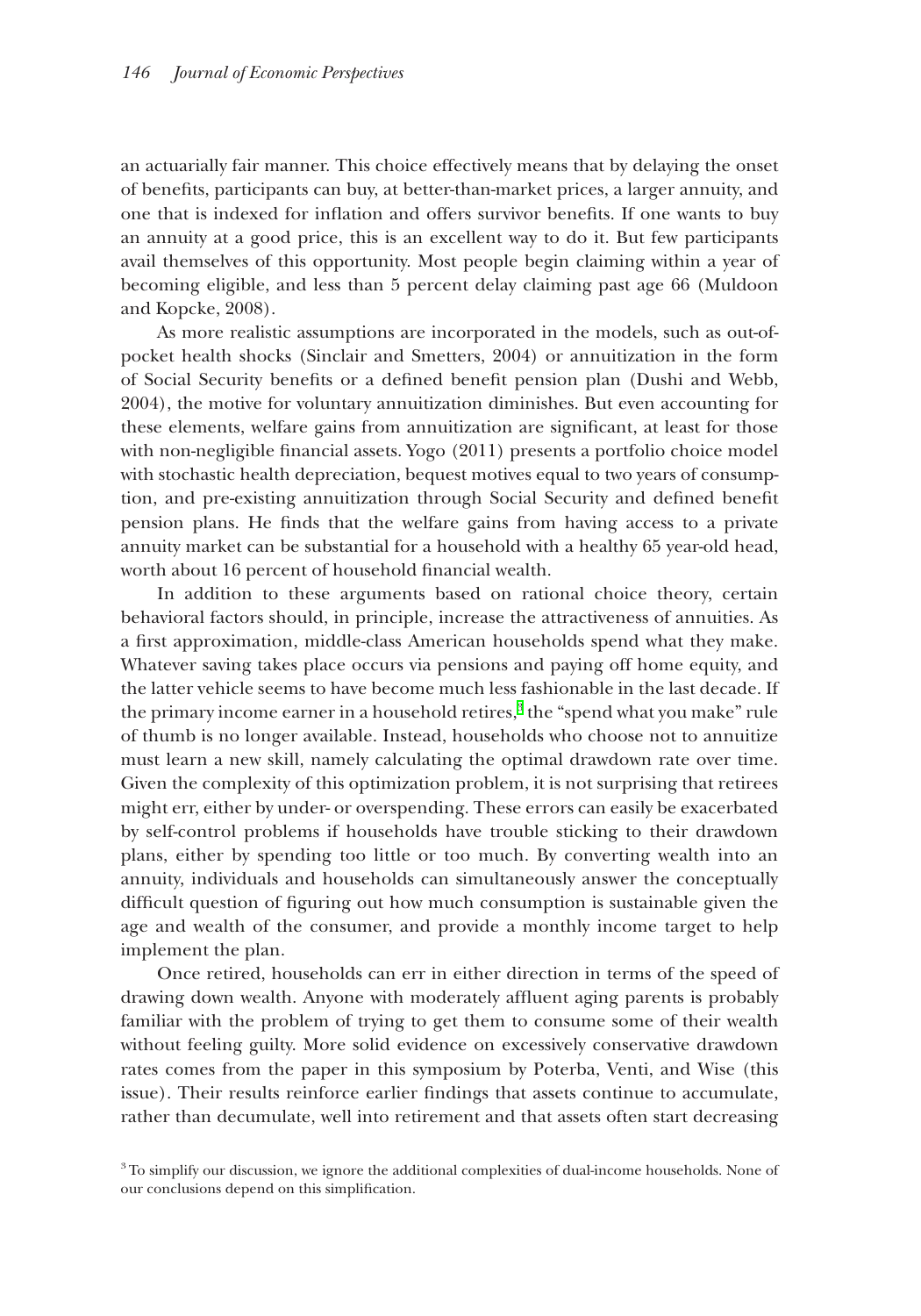an actuarially fair manner. This choice effectively means that by delaying the onset of benefits, participants can buy, at better-than-market prices, a larger annuity, and one that is indexed for inflation and offers survivor benefits. If one wants to buy an annuity at a good price, this is an excellent way to do it. But few participants avail themselves of this opportunity. Most people begin claiming within a year of becoming eligible, and less than 5 percent delay claiming past age 66 (Muldoon and Kopcke, 2008).

As more realistic assumptions are incorporated in the models, such as out-of-pocket health shocks (Sinclair and Smetters, 2004) or annuitization in the form of Social Security benefits or a defined benefit pension plan (Dushi and Webb, 2004), the motive for voluntary annuitization diminishes. But even accounting for these elements, welfare gains from annuitization are significant, at least for those with non-negligible financial assets. Yogo (2011) presents a portfolio choice model with stochastic health depreciation, bequest motives equal to two years of consumption, and pre-existing annuitization through Social Security and defined benefit pension plans. He finds that the welfare gains from having access to a private annuity market can be substantial for a household with a healthy 65 year-old head, worth about 16 percent of household financial wealth.

In addition to these arguments based on rational choice theory, certain behavioral factors should, in principle, increase the attractiveness of annuities. As a first approximation, middle-class American households spend what they make. Whatever saving takes place occurs via pensions and paying off home equity, and the latter vehicle seems to have become much less fashionable in the last decade. If the primary income earner in a household retires,[3] the "spend what you make" rule of thumb is no longer available. Instead, households who choose not to annuitize must learn a new skill, namely calculating the optimal drawdown rate over time. Given the complexity of this optimization problem, it is not surprising that retirees might err, either by under- or overspending. These errors can easily be exacerbated by self-control problems if households have trouble sticking to their drawdown plans, either by spending too little or too much. By converting wealth into an annuity, individuals and households can simultaneously answer the conceptually difficult question of figuring out how much consumption is sustainable given the age and wealth of the consumer, and provide a monthly income target to help implement the plan.

Once retired, households can err in either direction in terms of the speed of drawing down wealth. Anyone with moderately affluent aging parents is probably familiar with the problem of trying to get them to consume some of their wealth without feeling guilty. More solid evidence on excessively conservative drawdown rates comes from the paper in this symposium by Poterba, Venti, and Wise (this issue). Their results reinforce earlier findings that assets continue to accumulate, rather than decumulate, well into retirement and that assets often start decreasing

[3] To simplify our discussion, we ignore the additional complexities of dual-income households. None of our conclusions depend on this simplification.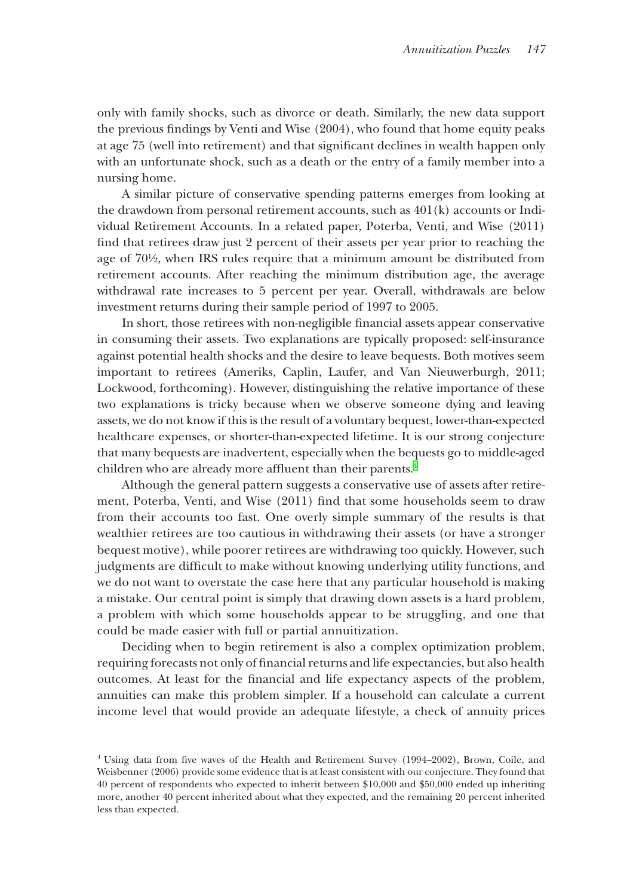only with family shocks, such as divorce or death. Similarly, the new data support the previous findings by Venti and Wise (2004), who found that home equity peaks at age 75 (well into retirement) and that significant declines in wealth happen only with an unfortunate shock, such as a death or the entry of a family member into a nursing home.

A similar picture of conservative spending patterns emerges from looking at the drawdown from personal retirement accounts, such as 401(k) accounts or Individual Retirement Accounts. In a related paper, Poterba, Venti, and Wise (2011) find that retirees draw just 2 percent of their assets per year prior to reaching the age of 70½, when IRS rules require that a minimum amount be distributed from retirement accounts. After reaching the minimum distribution age, the average withdrawal rate increases to 5 percent per year. Overall, withdrawals are below investment returns during their sample period of 1997 to 2005.

In short, those retirees with non-negligible financial assets appear conservative in consuming their assets. Two explanations are typically proposed: self-insurance against potential health shocks and the desire to leave bequests. Both motives seem important to retirees (Ameriks, Caplin, Laufer, and Van Nieuwerburgh, 2011; Lockwood, forthcoming). However, distinguishing the relative importance of these two explanations is tricky because when we observe someone dying and leaving assets, we do not know if this is the result of a voluntary bequest, lower-than-expected healthcare expenses, or shorter-than-expected lifetime. It is our strong conjecture that many bequests are inadvertent, especially when the bequests go to middle-aged children who are already more affluent than their parents.[4]

Although the general pattern suggests a conservative use of assets after retirement, Poterba, Venti, and Wise (2011) find that some households seem to draw from their accounts too fast. One overly simple summary of the results is that wealthier retirees are too cautious in withdrawing their assets (or have a stronger bequest motive), while poorer retirees are withdrawing too quickly. However, such judgments are difficult to make without knowing underlying utility functions, and we do not want to overstate the case here that any particular household is making a mistake. Our central point is simply that drawing down assets is a hard problem, a problem with which some households appear to be struggling, and one that could be made easier with full or partial annuitization.

Deciding when to begin retirement is also a complex optimization problem, requiring forecasts not only of financial returns and life expectancies, but also health outcomes. At least for the financial and life expectancy aspects of the problem, annuities can make this problem simpler. If a household can calculate a current income level that would provide an adequate lifestyle, a check of annuity prices

[4] Using data from five waves of the Health and Retirement Survey (1994–2002), Brown, Coile, and Weisbenner (2006) provide some evidence that is at least consistent with our conjecture. They found that 40 percent of respondents who expected to inherit between $10,000 and $50,000 ended up inheriting more, another 40 percent inherited about what they expected, and the remaining 20 percent inherited less than expected.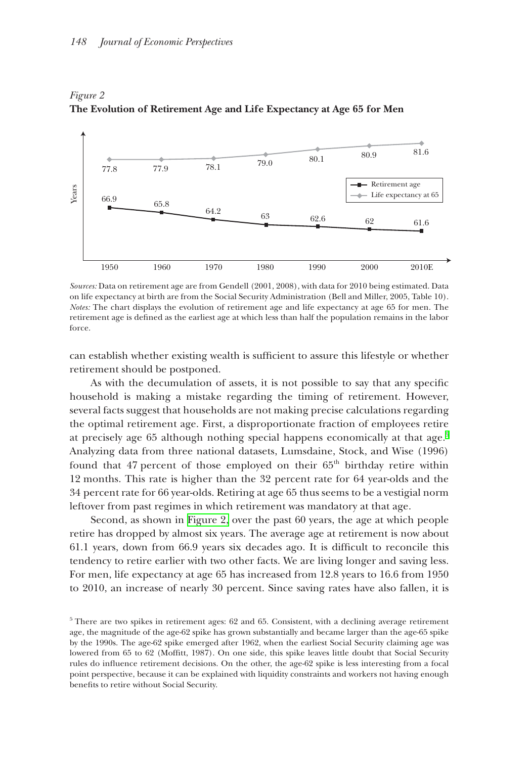*Figure 2*
**The Evolution of Retirement Age and Life Expectancy at Age 65 for Men**

*Sources:* Data on retirement age are from Gendell (2001, 2008), with data for 2010 being estimated. Data on life expectancy at birth are from the Social Security Administration (Bell and Miller, 2005, Table 10).
*Notes:* The chart displays the evolution of retirement age and life expectancy at age 65 for men. The retirement age is defined as the earliest age at which less than half the population remains in the labor force.

can establish whether existing wealth is sufficient to assure this lifestyle or whether retirement should be postponed.

As with the decumulation of assets, it is not possible to say that any specific household is making a mistake regarding the timing of retirement. However, several facts suggest that households are not making precise calculations regarding the optimal retirement age. First, a disproportionate fraction of employees retire at precisely age 65 although nothing special happens economically at that age.[5] Analyzing data from three national datasets, Lumsdaine, Stock, and Wise (1996) found that 47 percent of those employed on their 65th birthday retire within 12 months. This rate is higher than the 32 percent rate for 64 year-olds and the 34 percent rate for 66 year-olds. Retiring at age 65 thus seems to be a vestigial norm leftover from past regimes in which retirement was mandatory at that age.

Second, as shown in Figure 2, over the past 60 years, the age at which people retire has dropped by almost six years. The average age at retirement is now about 61.1 years, down from 66.9 years six decades ago. It is difficult to reconcile this tendency to retire earlier with two other facts. We are living longer and saving less. For men, life expectancy at age 65 has increased from 12.8 years to 16.6 from 1950 to 2010, an increase of nearly 30 percent. Since saving rates have also fallen, it is

[5] There are two spikes in retirement ages: 62 and 65. Consistent, with a declining average retirement age, the magnitude of the age-62 spike has grown substantially and became larger than the age-65 spike by the 1990s. The age-62 spike emerged after 1962, when the earliest Social Security claiming age was lowered from 65 to 62 (Moffitt, 1987). On one side, this spike leaves little doubt that Social Security rules do influence retirement decisions. On the other, the age-62 spike is less interesting from a focal point perspective, because it can be explained with liquidity constraints and workers not having enough benefits to retire without Social Security.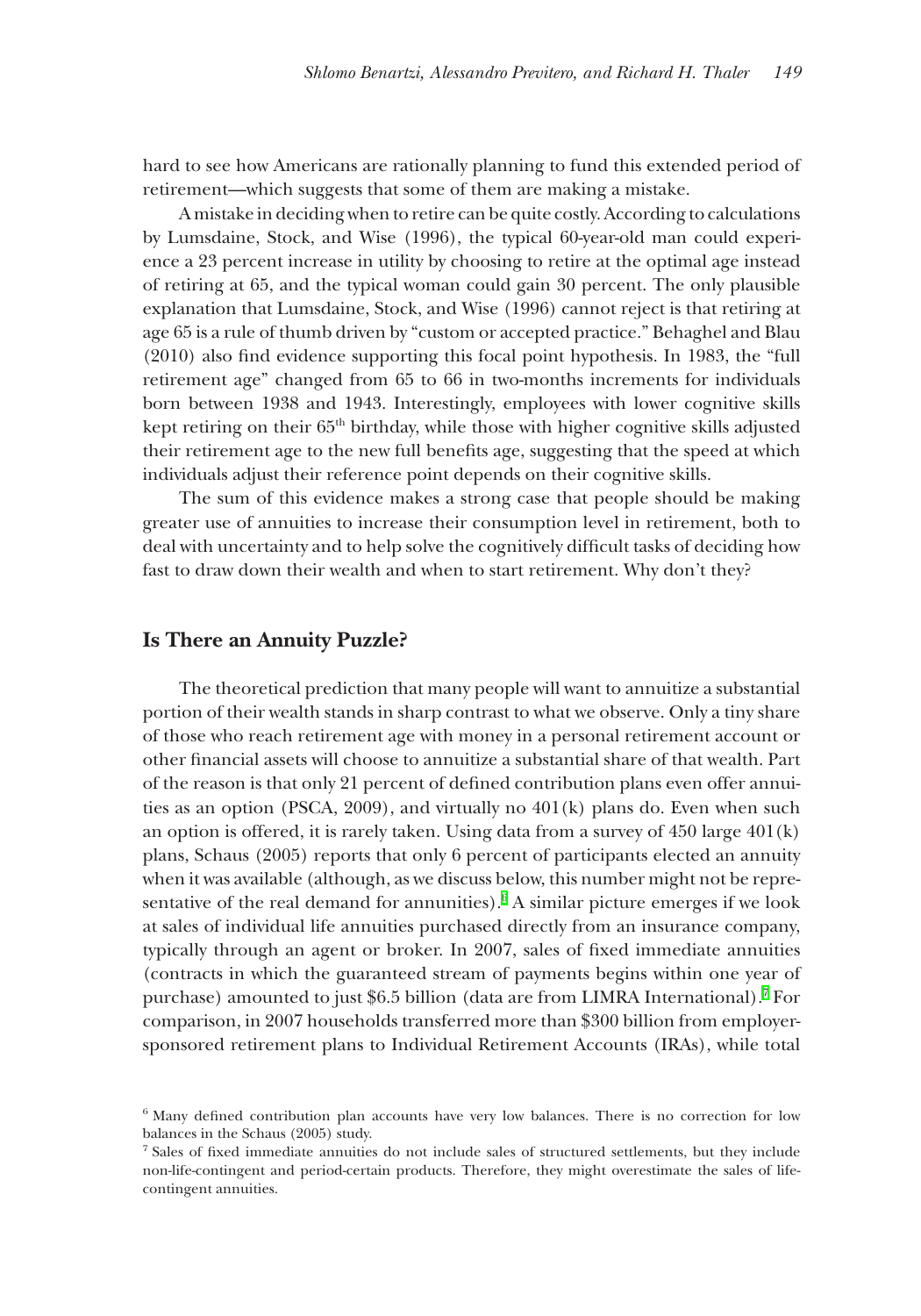hard to see how Americans are rationally planning to fund this extended period of retirement—which suggests that some of them are making a mistake.

A mistake in deciding when to retire can be quite costly. According to calculations by Lumsdaine, Stock, and Wise (1996), the typical 60-year-old man could experience a 23 percent increase in utility by choosing to retire at the optimal age instead of retiring at 65, and the typical woman could gain 30 percent. The only plausible explanation that Lumsdaine, Stock, and Wise (1996) cannot reject is that retiring at age 65 is a rule of thumb driven by "custom or accepted practice." Behaghel and Blau (2010) also find evidence supporting this focal point hypothesis. In 1983, the "full retirement age" changed from 65 to 66 in two-months increments for individuals born between 1938 and 1943. Interestingly, employees with lower cognitive skills kept retiring on their 65th birthday, while those with higher cognitive skills adjusted their retirement age to the new full benefits age, suggesting that the speed at which individuals adjust their reference point depends on their cognitive skills.

The sum of this evidence makes a strong case that people should be making greater use of annuities to increase their consumption level in retirement, both to deal with uncertainty and to help solve the cognitively difficult tasks of deciding how fast to draw down their wealth and when to start retirement. Why don't they?

## Is There an Annuity Puzzle?

The theoretical prediction that many people will want to annuitize a substantial portion of their wealth stands in sharp contrast to what we observe. Only a tiny share of those who reach retirement age with money in a personal retirement account or other financial assets will choose to annuitize a substantial share of that wealth. Part of the reason is that only 21 percent of defined contribution plans even offer annuities as an option (PSCA, 2009), and virtually no 401(k) plans do. Even when such an option is offered, it is rarely taken. Using data from a survey of 450 large 401(k) plans, Schaus (2005) reports that only 6 percent of participants elected an annuity when it was available (although, as we discuss below, this number might not be representative of the real demand for annuities).[6] A similar picture emerges if we look at sales of individual life annuities purchased directly from an insurance company, typically through an agent or broker. In 2007, sales of fixed immediate annuities (contracts in which the guaranteed stream of payments begins within one year of purchase) amounted to just $6.5 billion (data are from LIMRA International).[7] For comparison, in 2007 households transferred more than $300 billion from employer-sponsored retirement plans to Individual Retirement Accounts (IRAs), while total

---

[6] Many defined contribution plan accounts have very low balances. There is no correction for low balances in the Schaus (2005) study.

[7] Sales of fixed immediate annuities do not include sales of structured settlements, but they include non-life-contingent and period-certain products. Therefore, they might overestimate the sales of life-contingent annuities.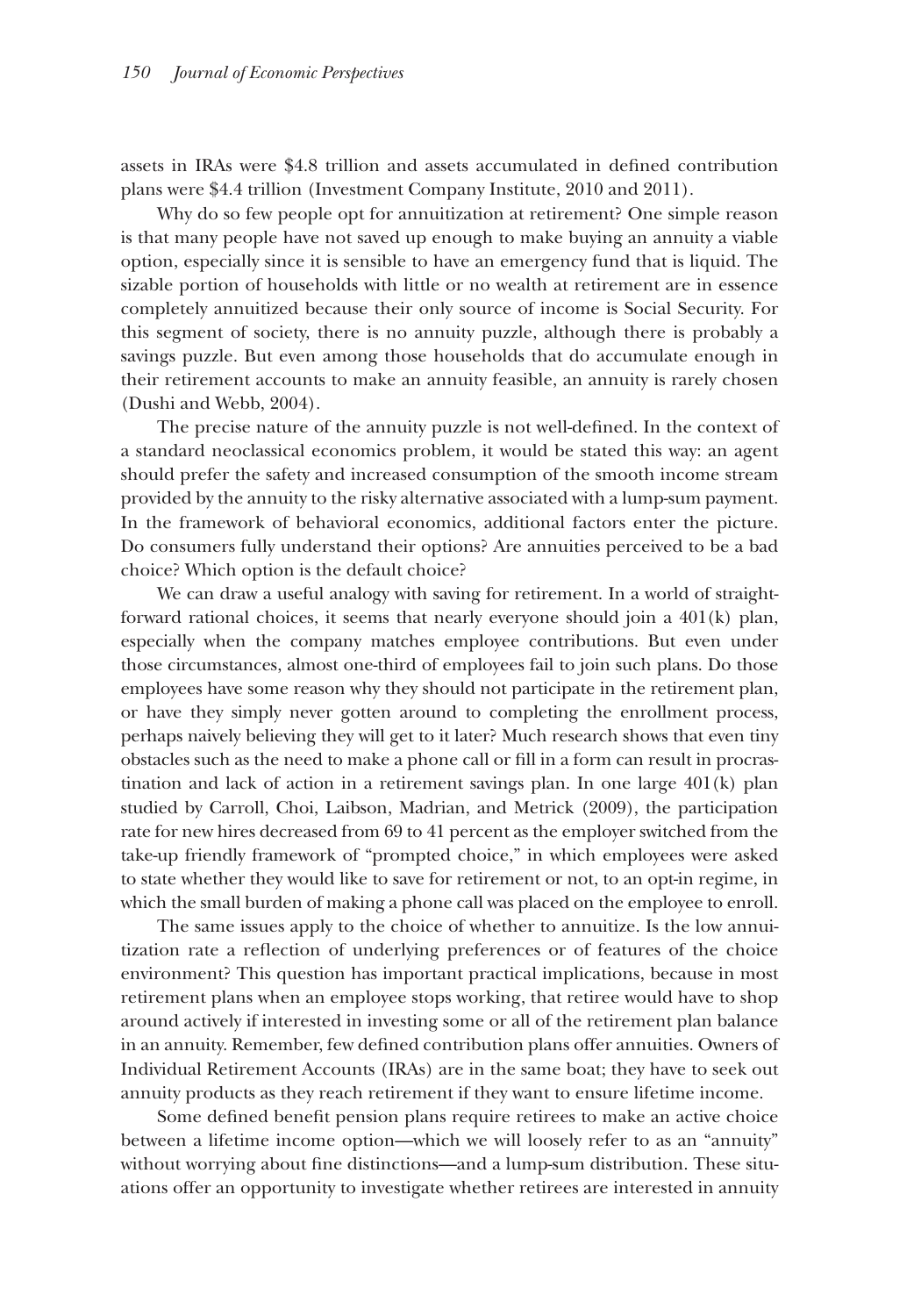assets in IRAs were $4.8 trillion and assets accumulated in defined contribution plans were $4.4 trillion (Investment Company Institute, 2010 and 2011).

Why do so few people opt for annuitization at retirement? One simple reason is that many people have not saved up enough to make buying an annuity a viable option, especially since it is sensible to have an emergency fund that is liquid. The sizable portion of households with little or no wealth at retirement are in essence completely annuitized because their only source of income is Social Security. For this segment of society, there is no annuity puzzle, although there is probably a savings puzzle. But even among those households that do accumulate enough in their retirement accounts to make an annuity feasible, an annuity is rarely chosen (Dushi and Webb, 2004).

The precise nature of the annuity puzzle is not well-defined. In the context of a standard neoclassical economics problem, it would be stated this way: an agent should prefer the safety and increased consumption of the smooth income stream provided by the annuity to the risky alternative associated with a lump-sum payment. In the framework of behavioral economics, additional factors enter the picture. Do consumers fully understand their options? Are annuities perceived to be a bad choice? Which option is the default choice?

We can draw a useful analogy with saving for retirement. In a world of straightforward rational choices, it seems that nearly everyone should join a 401(k) plan, especially when the company matches employee contributions. But even under those circumstances, almost one-third of employees fail to join such plans. Do those employees have some reason why they should not participate in the retirement plan, or have they simply never gotten around to completing the enrollment process, perhaps naively believing they will get to it later? Much research shows that even tiny obstacles such as the need to make a phone call or fill in a form can result in procrastination and lack of action in a retirement savings plan. In one large 401(k) plan studied by Carroll, Choi, Laibson, Madrian, and Metrick (2009), the participation rate for new hires decreased from 69 to 41 percent as the employer switched from the take-up friendly framework of "prompted choice," in which employees were asked to state whether they would like to save for retirement or not, to an opt-in regime, in which the small burden of making a phone call was placed on the employee to enroll.

The same issues apply to the choice of whether to annuitize. Is the low annuitization rate a reflection of underlying preferences or of features of the choice environment? This question has important practical implications, because in most retirement plans when an employee stops working, that retiree would have to shop around actively if interested in investing some or all of the retirement plan balance in an annuity. Remember, few defined contribution plans offer annuities. Owners of Individual Retirement Accounts (IRAs) are in the same boat; they have to seek out annuity products as they reach retirement if they want to ensure lifetime income.

Some defined benefit pension plans require retirees to make an active choice between a lifetime income option—which we will loosely refer to as an "annuity" without worrying about fine distinctions—and a lump-sum distribution. These situations offer an opportunity to investigate whether retirees are interested in annuity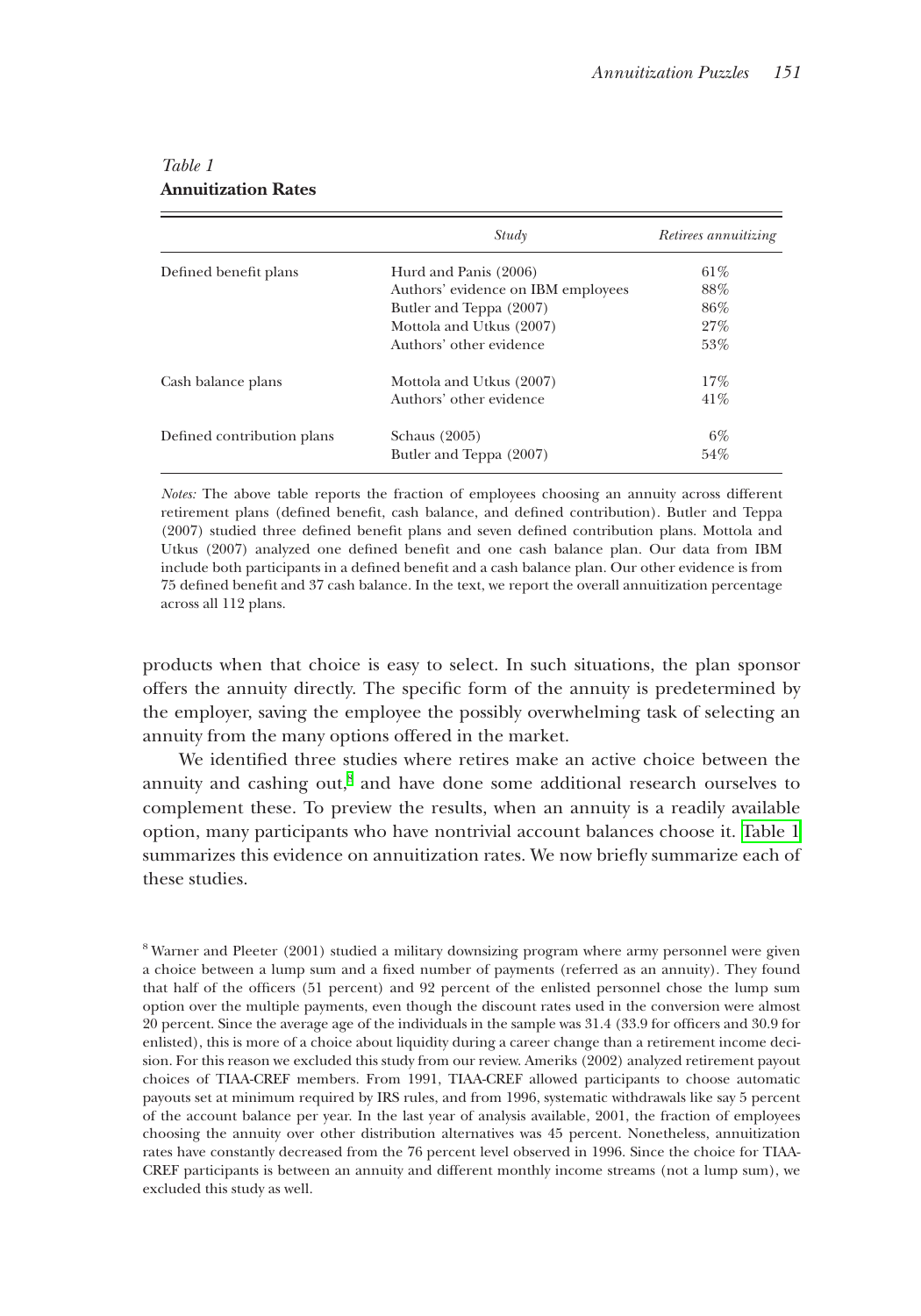*Table 1*
**Annuitization Rates**

| | *Study* | *Retirees annuitizing* |
|---|---|---|
| Defined benefit plans | Hurd and Panis (2006) | 61% |
| | Authors' evidence on IBM employees | 88% |
| | Butler and Teppa (2007) | 86% |
| | Mottola and Utkus (2007) | 27% |
| | Authors' other evidence | 53% |
| Cash balance plans | Mottola and Utkus (2007) | 17% |
| | Authors' other evidence | 41% |
| Defined contribution plans | Schaus (2005) | 6% |
| | Butler and Teppa (2007) | 54% |

*Notes:* The above table reports the fraction of employees choosing an annuity across different retirement plans (defined benefit, cash balance, and defined contribution). Butler and Teppa (2007) studied three defined benefit plans and seven defined contribution plans. Mottola and Utkus (2007) analyzed one defined benefit and one cash balance plan. Our data from IBM include both participants in a defined benefit and a cash balance plan. Our other evidence is from 75 defined benefit and 37 cash balance. In the text, we report the overall annuitization percentage across all 112 plans.

products when that choice is easy to select. In such situations, the plan sponsor offers the annuity directly. The specific form of the annuity is predetermined by the employer, saving the employee the possibly overwhelming task of selecting an annuity from the many options offered in the market.

We identified three studies where retires make an active choice between the annuity and cashing out,[8] and have done some additional research ourselves to complement these. To preview the results, when an annuity is a readily available option, many participants who have nontrivial account balances choose it. Table 1 summarizes this evidence on annuitization rates. We now briefly summarize each of these studies.

[8] Warner and Pleeter (2001) studied a military downsizing program where army personnel were given a choice between a lump sum and a fixed number of payments (referred as an annuity). They found that half of the officers (51 percent) and 92 percent of the enlisted personnel chose the lump sum option over the multiple payments, even though the discount rates used in the conversion were almost 20 percent. Since the average age of the individuals in the sample was 31.4 (33.9 for officers and 30.9 for enlisted), this is more of a choice about liquidity during a career change than a retirement income decision. For this reason we excluded this study from our review. Ameriks (2002) analyzed retirement payout choices of TIAA-CREF members. From 1991, TIAA-CREF allowed participants to choose automatic payouts set at minimum required by IRS rules, and from 1996, systematic withdrawals like say 5 percent of the account balance per year. In the last year of analysis available, 2001, the fraction of employees choosing the annuity over other distribution alternatives was 45 percent. Nonetheless, annuitization rates have constantly decreased from the 76 percent level observed in 1996. Since the choice for TIAA-CREF participants is between an annuity and different monthly income streams (not a lump sum), we excluded this study as well.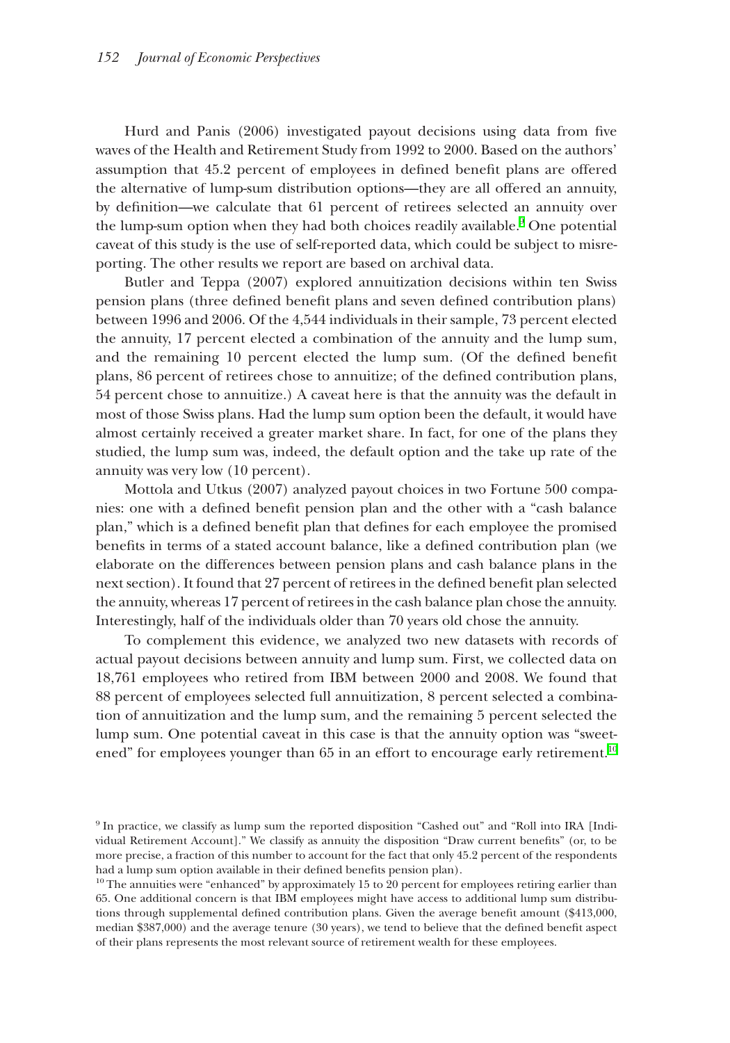Hurd and Panis (2006) investigated payout decisions using data from five waves of the Health and Retirement Study from 1992 to 2000. Based on the authors' assumption that 45.2 percent of employees in defined benefit plans are offered the alternative of lump-sum distribution options—they are all offered an annuity, by definition—we calculate that 61 percent of retirees selected an annuity over the lump-sum option when they had both choices readily available.[9] One potential caveat of this study is the use of self-reported data, which could be subject to misreporting. The other results we report are based on archival data.

Butler and Teppa (2007) explored annuitization decisions within ten Swiss pension plans (three defined benefit plans and seven defined contribution plans) between 1996 and 2006. Of the 4,544 individuals in their sample, 73 percent elected the annuity, 17 percent elected a combination of the annuity and the lump sum, and the remaining 10 percent elected the lump sum. (Of the defined benefit plans, 86 percent of retirees chose to annuitize; of the defined contribution plans, 54 percent chose to annuitize.) A caveat here is that the annuity was the default in most of those Swiss plans. Had the lump sum option been the default, it would have almost certainly received a greater market share. In fact, for one of the plans they studied, the lump sum was, indeed, the default option and the take up rate of the annuity was very low (10 percent).

Mottola and Utkus (2007) analyzed payout choices in two Fortune 500 companies: one with a defined benefit pension plan and the other with a "cash balance plan," which is a defined benefit plan that defines for each employee the promised benefits in terms of a stated account balance, like a defined contribution plan (we elaborate on the differences between pension plans and cash balance plans in the next section). It found that 27 percent of retirees in the defined benefit plan selected the annuity, whereas 17 percent of retirees in the cash balance plan chose the annuity. Interestingly, half of the individuals older than 70 years old chose the annuity.

To complement this evidence, we analyzed two new datasets with records of actual payout decisions between annuity and lump sum. First, we collected data on 18,761 employees who retired from IBM between 2000 and 2008. We found that 88 percent of employees selected full annuitization, 8 percent selected a combination of annuitization and the lump sum, and the remaining 5 percent selected the lump sum. One potential caveat in this case is that the annuity option was "sweetened" for employees younger than 65 in an effort to encourage early retirement.[10]

---

[9] In practice, we classify as lump sum the reported disposition "Cashed out" and "Roll into IRA [Individual Retirement Account]." We classify as annuity the disposition "Draw current benefits" (or, to be more precise, a fraction of this number to account for the fact that only 45.2 percent of the respondents had a lump sum option available in their defined benefits pension plan).

[10] The annuities were "enhanced" by approximately 15 to 20 percent for employees retiring earlier than 65. One additional concern is that IBM employees might have access to additional lump sum distributions through supplemental defined contribution plans. Given the average benefit amount ($413,000, median $387,000) and the average tenure (30 years), we tend to believe that the defined benefit aspect of their plans represents the most relevant source of retirement wealth for these employees.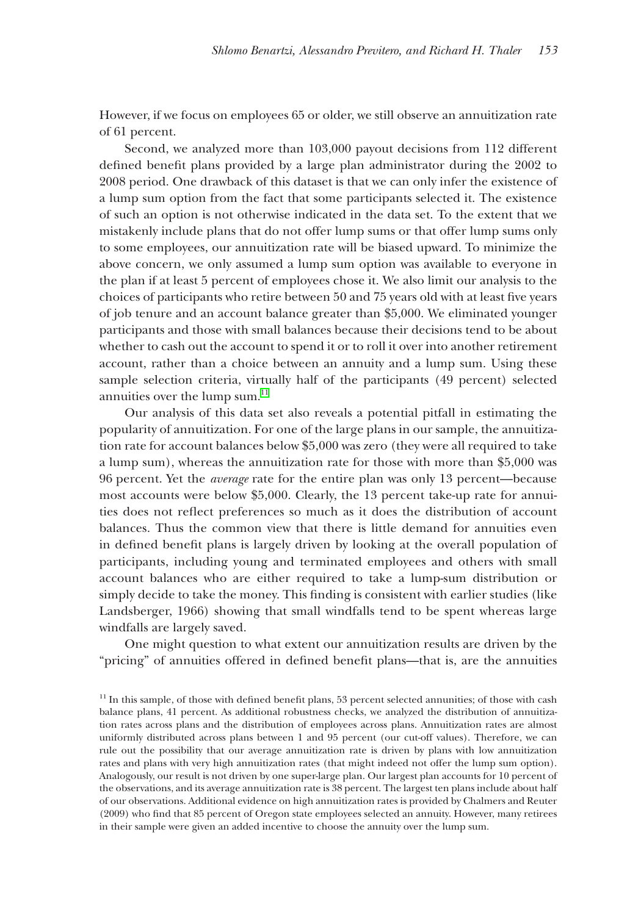However, if we focus on employees 65 or older, we still observe an annuitization rate of 61 percent.

Second, we analyzed more than 103,000 payout decisions from 112 different defined benefit plans provided by a large plan administrator during the 2002 to 2008 period. One drawback of this dataset is that we can only infer the existence of a lump sum option from the fact that some participants selected it. The existence of such an option is not otherwise indicated in the data set. To the extent that we mistakenly include plans that do not offer lump sums or that offer lump sums only to some employees, our annuitization rate will be biased upward. To minimize the above concern, we only assumed a lump sum option was available to everyone in the plan if at least 5 percent of employees chose it. We also limit our analysis to the choices of participants who retire between 50 and 75 years old with at least five years of job tenure and an account balance greater than $5,000. We eliminated younger participants and those with small balances because their decisions tend to be about whether to cash out the account to spend it or to roll it over into another retirement account, rather than a choice between an annuity and a lump sum. Using these sample selection criteria, virtually half of the participants (49 percent) selected annuities over the lump sum.[11]

Our analysis of this data set also reveals a potential pitfall in estimating the popularity of annuitization. For one of the large plans in our sample, the annuitization rate for account balances below $5,000 was zero (they were all required to take a lump sum), whereas the annuitization rate for those with more than $5,000 was 96 percent. Yet the *average* rate for the entire plan was only 13 percent—because most accounts were below $5,000. Clearly, the 13 percent take-up rate for annuities does not reflect preferences so much as it does the distribution of account balances. Thus the common view that there is little demand for annuities even in defined benefit plans is largely driven by looking at the overall population of participants, including young and terminated employees and others with small account balances who are either required to take a lump-sum distribution or simply decide to take the money. This finding is consistent with earlier studies (like Landsberger, 1966) showing that small windfalls tend to be spent whereas large windfalls are largely saved.

One might question to what extent our annuitization results are driven by the "pricing" of annuities offered in defined benefit plans—that is, are the annuities

[11] In this sample, of those with defined benefit plans, 53 percent selected annuities; of those with cash balance plans, 41 percent. As additional robustness checks, we analyzed the distribution of annuitization rates across plans and the distribution of employees across plans. Annuitization rates are almost uniformly distributed across plans between 1 and 95 percent (our cut-off values). Therefore, we can rule out the possibility that our average annuitization rate is driven by plans with low annuitization rates and plans with very high annuitization rates (that might indeed not offer the lump sum option). Analogously, our result is not driven by one super-large plan. Our largest plan accounts for 10 percent of the observations, and its average annuitization rate is 38 percent. The largest ten plans include about half of our observations. Additional evidence on high annuitization rates is provided by Chalmers and Reuter (2009) who find that 85 percent of Oregon state employees selected an annuity. However, many retirees in their sample were given an added incentive to choose the annuity over the lump sum.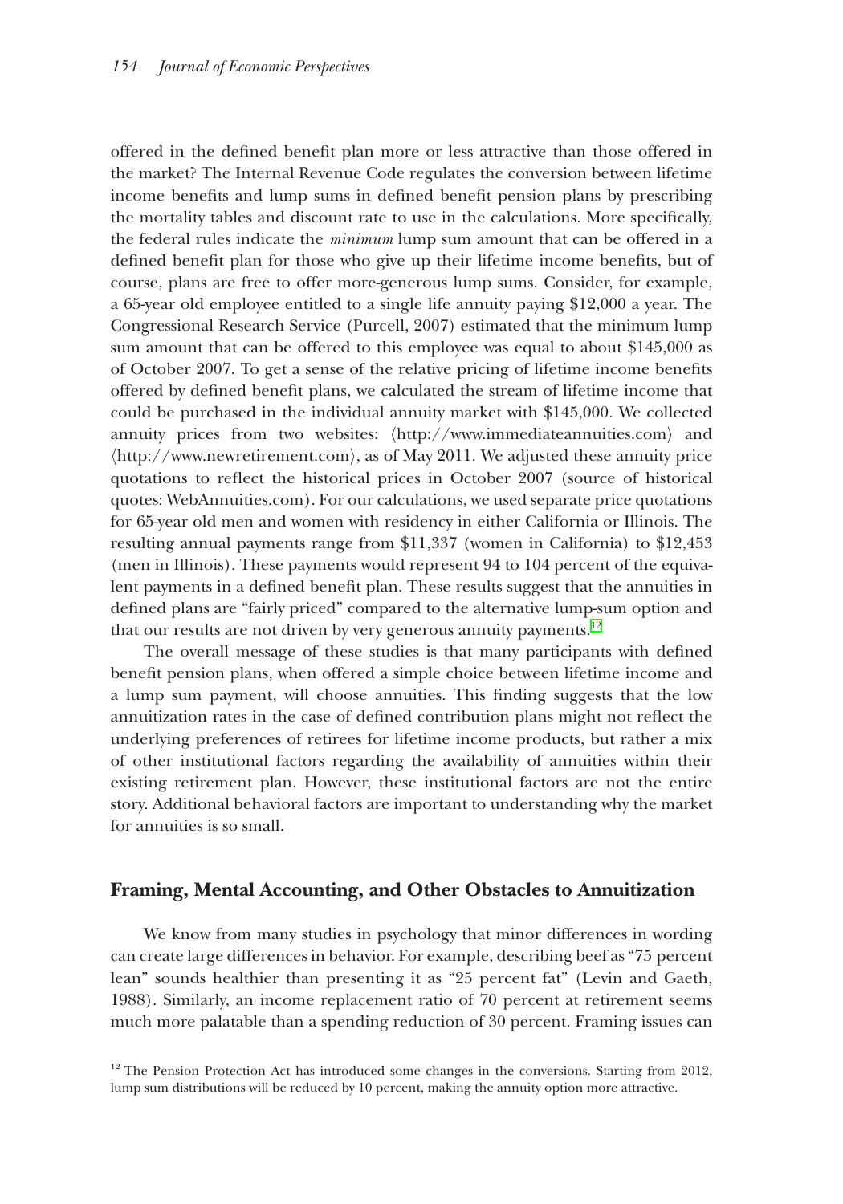offered in the defined benefit plan more or less attractive than those offered in the market? The Internal Revenue Code regulates the conversion between lifetime income benefits and lump sums in defined benefit pension plans by prescribing the mortality tables and discount rate to use in the calculations. More specifically, the federal rules indicate the *minimum* lump sum amount that can be offered in a defined benefit plan for those who give up their lifetime income benefits, but of course, plans are free to offer more-generous lump sums. Consider, for example, a 65-year old employee entitled to a single life annuity paying $12,000 a year. The Congressional Research Service (Purcell, 2007) estimated that the minimum lump sum amount that can be offered to this employee was equal to about $145,000 as of October 2007. To get a sense of the relative pricing of lifetime income benefits offered by defined benefit plans, we calculated the stream of lifetime income that could be purchased in the individual annuity market with $145,000. We collected annuity prices from two websites: ⟨http://www.immediateannuities.com⟩ and ⟨http://www.newretirement.com⟩, as of May 2011. We adjusted these annuity price quotations to reflect the historical prices in October 2007 (source of historical quotes: WebAnnuities.com). For our calculations, we used separate price quotations for 65-year old men and women with residency in either California or Illinois. The resulting annual payments range from $11,337 (women in California) to $12,453 (men in Illinois). These payments would represent 94 to 104 percent of the equivalent payments in a defined benefit plan. These results suggest that the annuities in defined plans are "fairly priced" compared to the alternative lump-sum option and that our results are not driven by very generous annuity payments.[12]

The overall message of these studies is that many participants with defined benefit pension plans, when offered a simple choice between lifetime income and a lump sum payment, will choose annuities. This finding suggests that the low annuitization rates in the case of defined contribution plans might not reflect the underlying preferences of retirees for lifetime income products, but rather a mix of other institutional factors regarding the availability of annuities within their existing retirement plan. However, these institutional factors are not the entire story. Additional behavioral factors are important to understanding why the market for annuities is so small.

## Framing, Mental Accounting, and Other Obstacles to Annuitization

We know from many studies in psychology that minor differences in wording can create large differences in behavior. For example, describing beef as "75 percent lean" sounds healthier than presenting it as "25 percent fat" (Levin and Gaeth, 1988). Similarly, an income replacement ratio of 70 percent at retirement seems much more palatable than a spending reduction of 30 percent. Framing issues can

[12] The Pension Protection Act has introduced some changes in the conversions. Starting from 2012, lump sum distributions will be reduced by 10 percent, making the annuity option more attractive.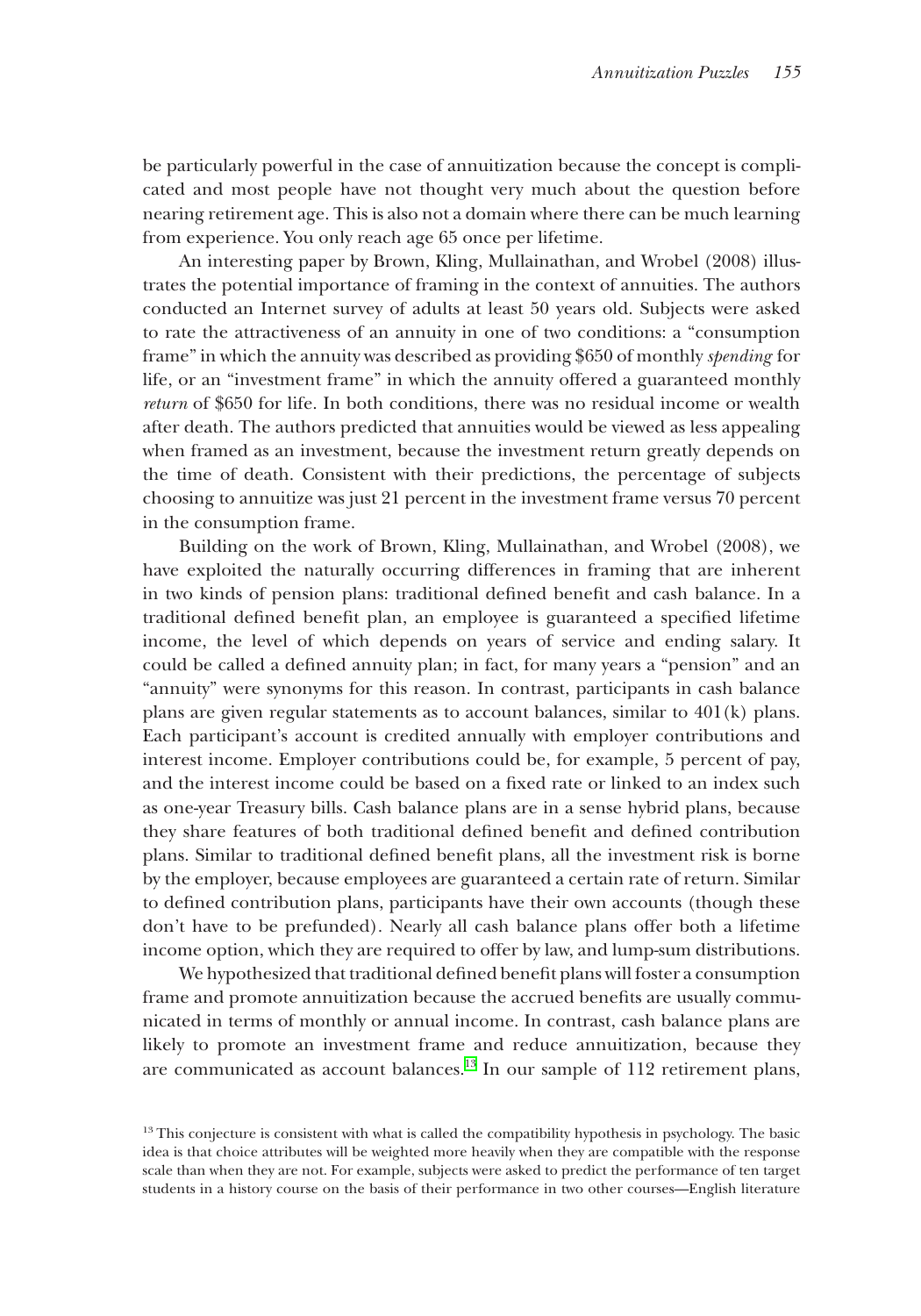be particularly powerful in the case of annuitization because the concept is complicated and most people have not thought very much about the question before nearing retirement age. This is also not a domain where there can be much learning from experience. You only reach age 65 once per lifetime.

An interesting paper by Brown, Kling, Mullainathan, and Wrobel (2008) illustrates the potential importance of framing in the context of annuities. The authors conducted an Internet survey of adults at least 50 years old. Subjects were asked to rate the attractiveness of an annuity in one of two conditions: a "consumption frame" in which the annuity was described as providing $650 of monthly *spending* for life, or an "investment frame" in which the annuity offered a guaranteed monthly *return* of $650 for life. In both conditions, there was no residual income or wealth after death. The authors predicted that annuities would be viewed as less appealing when framed as an investment, because the investment return greatly depends on the time of death. Consistent with their predictions, the percentage of subjects choosing to annuitize was just 21 percent in the investment frame versus 70 percent in the consumption frame.

Building on the work of Brown, Kling, Mullainathan, and Wrobel (2008), we have exploited the naturally occurring differences in framing that are inherent in two kinds of pension plans: traditional defined benefit and cash balance. In a traditional defined benefit plan, an employee is guaranteed a specified lifetime income, the level of which depends on years of service and ending salary. It could be called a defined annuity plan; in fact, for many years a "pension" and an "annuity" were synonyms for this reason. In contrast, participants in cash balance plans are given regular statements as to account balances, similar to 401(k) plans. Each participant's account is credited annually with employer contributions and interest income. Employer contributions could be, for example, 5 percent of pay, and the interest income could be based on a fixed rate or linked to an index such as one-year Treasury bills. Cash balance plans are in a sense hybrid plans, because they share features of both traditional defined benefit and defined contribution plans. Similar to traditional defined benefit plans, all the investment risk is borne by the employer, because employees are guaranteed a certain rate of return. Similar to defined contribution plans, participants have their own accounts (though these don't have to be prefunded). Nearly all cash balance plans offer both a lifetime income option, which they are required to offer by law, and lump-sum distributions.

We hypothesized that traditional defined benefit plans will foster a consumption frame and promote annuitization because the accrued benefits are usually communicated in terms of monthly or annual income. In contrast, cash balance plans are likely to promote an investment frame and reduce annuitization, because they are communicated as account balances.[13] In our sample of 112 retirement plans,

[13] This conjecture is consistent with what is called the compatibility hypothesis in psychology. The basic idea is that choice attributes will be weighted more heavily when they are compatible with the response scale than when they are not. For example, subjects were asked to predict the performance of ten target students in a history course on the basis of their performance in two other courses—English literature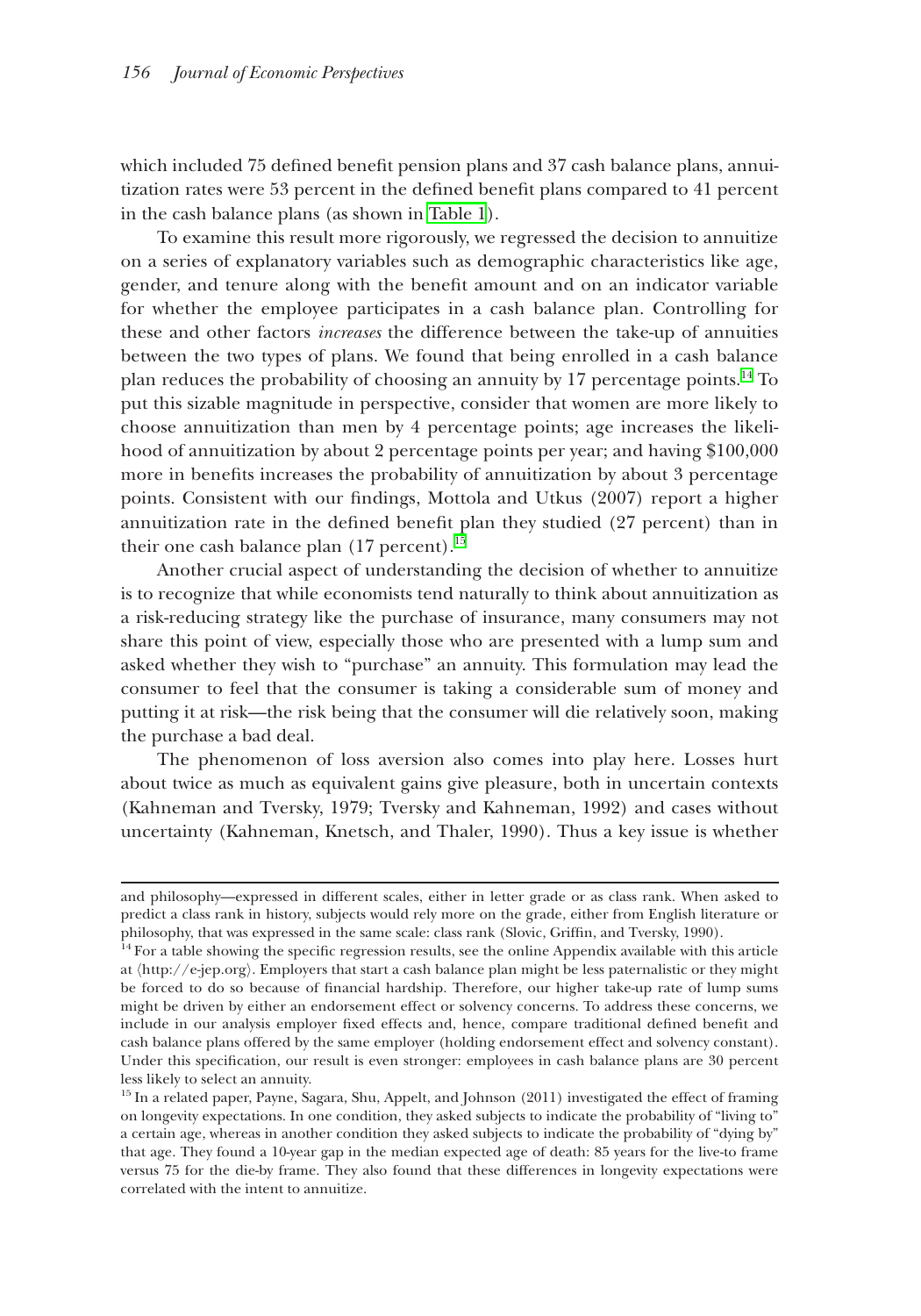which included 75 defined benefit pension plans and 37 cash balance plans, annuitization rates were 53 percent in the defined benefit plans compared to 41 percent in the cash balance plans (as shown in Table 1).

To examine this result more rigorously, we regressed the decision to annuitize on a series of explanatory variables such as demographic characteristics like age, gender, and tenure along with the benefit amount and on an indicator variable for whether the employee participates in a cash balance plan. Controlling for these and other factors *increases* the difference between the take-up of annuities between the two types of plans. We found that being enrolled in a cash balance plan reduces the probability of choosing an annuity by 17 percentage points.[14] To put this sizable magnitude in perspective, consider that women are more likely to choose annuitization than men by 4 percentage points; age increases the likelihood of annuitization by about 2 percentage points per year; and having $100,000 more in benefits increases the probability of annuitization by about 3 percentage points. Consistent with our findings, Mottola and Utkus (2007) report a higher annuitization rate in the defined benefit plan they studied (27 percent) than in their one cash balance plan (17 percent).[15]

Another crucial aspect of understanding the decision of whether to annuitize is to recognize that while economists tend naturally to think about annuitization as a risk-reducing strategy like the purchase of insurance, many consumers may not share this point of view, especially those who are presented with a lump sum and asked whether they wish to "purchase" an annuity. This formulation may lead the consumer to feel that the consumer is taking a considerable sum of money and putting it at risk—the risk being that the consumer will die relatively soon, making the purchase a bad deal.

The phenomenon of loss aversion also comes into play here. Losses hurt about twice as much as equivalent gains give pleasure, both in uncertain contexts (Kahneman and Tversky, 1979; Tversky and Kahneman, 1992) and cases without uncertainty (Kahneman, Knetsch, and Thaler, 1990). Thus a key issue is whether

---

and philosophy—expressed in different scales, either in letter grade or as class rank. When asked to predict a class rank in history, subjects would rely more on the grade, either from English literature or philosophy, that was expressed in the same scale: class rank (Slovic, Griffin, and Tversky, 1990).

[14] For a table showing the specific regression results, see the online Appendix available with this article at ⟨http://e-jep.org⟩. Employers that start a cash balance plan might be less paternalistic or they might be forced to do so because of financial hardship. Therefore, our higher take-up rate of lump sums might be driven by either an endorsement effect or solvency concerns. To address these concerns, we include in our analysis employer fixed effects and, hence, compare traditional defined benefit and cash balance plans offered by the same employer (holding endorsement effect and solvency constant). Under this specification, our result is even stronger: employees in cash balance plans are 30 percent less likely to select an annuity.

[15] In a related paper, Payne, Sagara, Shu, Appelt, and Johnson (2011) investigated the effect of framing on longevity expectations. In one condition, they asked subjects to indicate the probability of "living to" a certain age, whereas in another condition they asked subjects to indicate the probability of "dying by" that age. They found a 10-year gap in the median expected age of death: 85 years for the live-to frame versus 75 for the die-by frame. They also found that these differences in longevity expectations were correlated with the intent to annuitize.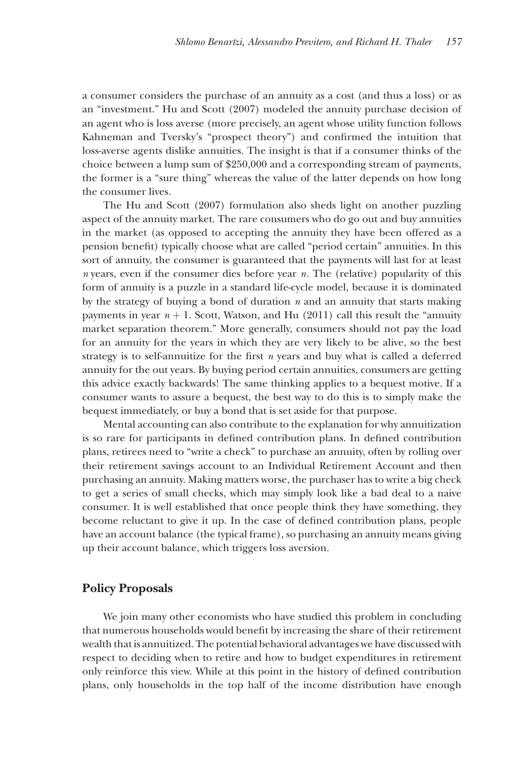a consumer considers the purchase of an annuity as a cost (and thus a loss) or as an "investment." Hu and Scott (2007) modeled the annuity purchase decision of an agent who is loss averse (more precisely, an agent whose utility function follows Kahneman and Tversky's "prospect theory") and confirmed the intuition that loss-averse agents dislike annuities. The insight is that if a consumer thinks of the choice between a lump sum of $250,000 and a corresponding stream of payments, the former is a "sure thing" whereas the value of the latter depends on how long the consumer lives.

The Hu and Scott (2007) formulation also sheds light on another puzzling aspect of the annuity market. The rare consumers who do go out and buy annuities in the market (as opposed to accepting the annuity they have been offered as a pension benefit) typically choose what are called "period certain" annuities. In this sort of annuity, the consumer is guaranteed that the payments will last for at least $n$ years, even if the consumer dies before year $n$. The (relative) popularity of this form of annuity is a puzzle in a standard life-cycle model, because it is dominated by the strategy of buying a bond of duration $n$ and an annuity that starts making payments in year $n + 1$. Scott, Watson, and Hu (2011) call this result the "annuity market separation theorem." More generally, consumers should not pay the load for an annuity for the years in which they are very likely to be alive, so the best strategy is to self-annuitize for the first $n$ years and buy what is called a deferred annuity for the out years. By buying period certain annuities, consumers are getting this advice exactly backwards! The same thinking applies to a bequest motive. If a consumer wants to assure a bequest, the best way to do this is to simply make the bequest immediately, or buy a bond that is set aside for that purpose.

Mental accounting can also contribute to the explanation for why annuitization is so rare for participants in defined contribution plans. In defined contribution plans, retirees need to "write a check" to purchase an annuity, often by rolling over their retirement savings account to an Individual Retirement Account and then purchasing an annuity. Making matters worse, the purchaser has to write a big check to get a series of small checks, which may simply look like a bad deal to a naive consumer. It is well established that once people think they have something, they become reluctant to give it up. In the case of defined contribution plans, people have an account balance (the typical frame), so purchasing an annuity means giving up their account balance, which triggers loss aversion.

## Policy Proposals

We join many other economists who have studied this problem in concluding that numerous households would benefit by increasing the share of their retirement wealth that is annuitized. The potential behavioral advantages we have discussed with respect to deciding when to retire and how to budget expenditures in retirement only reinforce this view. While at this point in the history of defined contribution plans, only households in the top half of the income distribution have enough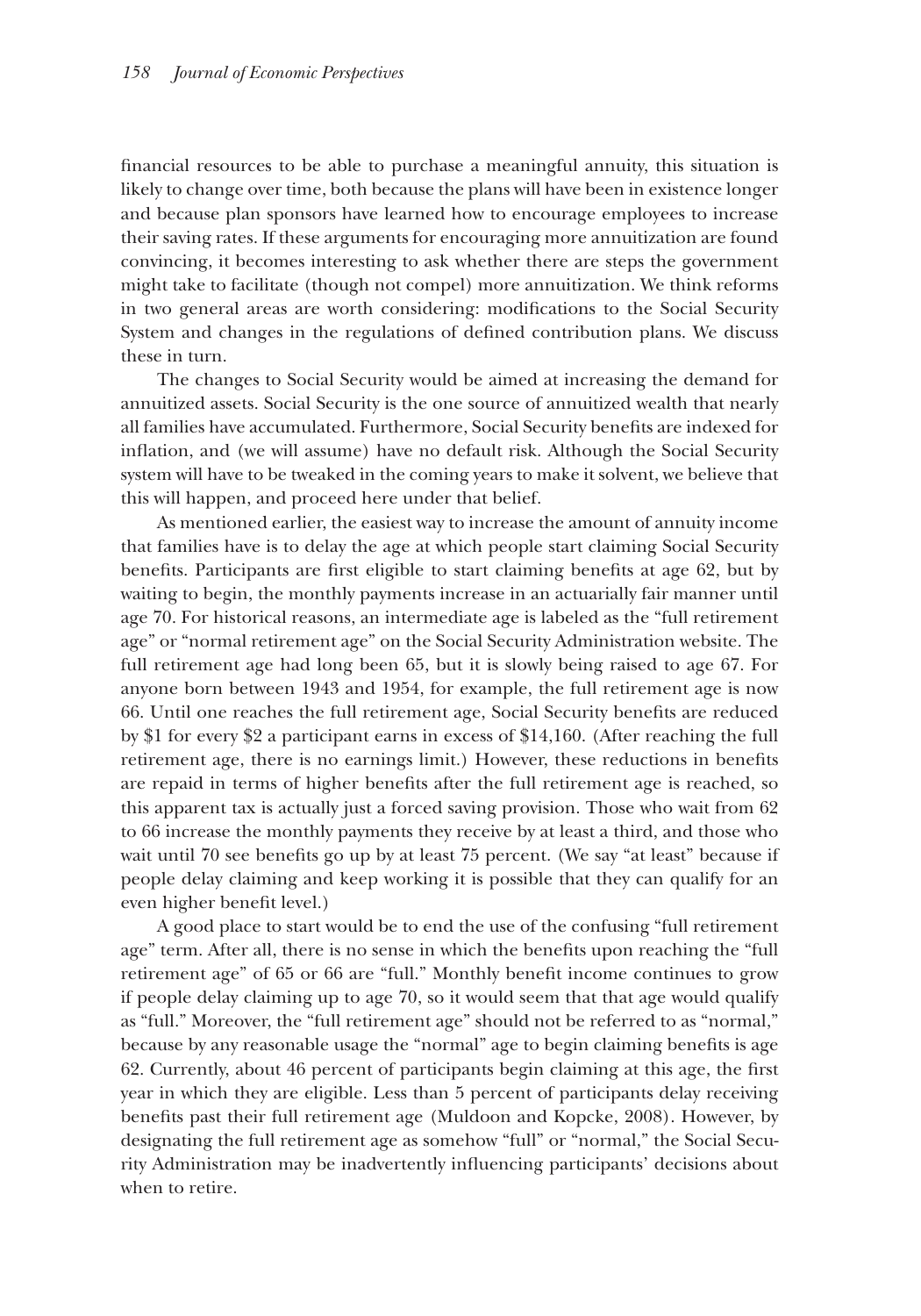financial resources to be able to purchase a meaningful annuity, this situation is likely to change over time, both because the plans will have been in existence longer and because plan sponsors have learned how to encourage employees to increase their saving rates. If these arguments for encouraging more annuitization are found convincing, it becomes interesting to ask whether there are steps the government might take to facilitate (though not compel) more annuitization. We think reforms in two general areas are worth considering: modifications to the Social Security System and changes in the regulations of defined contribution plans. We discuss these in turn.

The changes to Social Security would be aimed at increasing the demand for annuitized assets. Social Security is the one source of annuitized wealth that nearly all families have accumulated. Furthermore, Social Security benefits are indexed for inflation, and (we will assume) have no default risk. Although the Social Security system will have to be tweaked in the coming years to make it solvent, we believe that this will happen, and proceed here under that belief.

As mentioned earlier, the easiest way to increase the amount of annuity income that families have is to delay the age at which people start claiming Social Security benefits. Participants are first eligible to start claiming benefits at age 62, but by waiting to begin, the monthly payments increase in an actuarially fair manner until age 70. For historical reasons, an intermediate age is labeled as the "full retirement age" or "normal retirement age" on the Social Security Administration website. The full retirement age had long been 65, but it is slowly being raised to age 67. For anyone born between 1943 and 1954, for example, the full retirement age is now 66. Until one reaches the full retirement age, Social Security benefits are reduced by $1 for every $2 a participant earns in excess of $14,160. (After reaching the full retirement age, there is no earnings limit.) However, these reductions in benefits are repaid in terms of higher benefits after the full retirement age is reached, so this apparent tax is actually just a forced saving provision. Those who wait from 62 to 66 increase the monthly payments they receive by at least a third, and those who wait until 70 see benefits go up by at least 75 percent. (We say "at least" because if people delay claiming and keep working it is possible that they can qualify for an even higher benefit level.)

A good place to start would be to end the use of the confusing "full retirement age" term. After all, there is no sense in which the benefits upon reaching the "full retirement age" of 65 or 66 are "full." Monthly benefit income continues to grow if people delay claiming up to age 70, so it would seem that that age would qualify as "full." Moreover, the "full retirement age" should not be referred to as "normal," because by any reasonable usage the "normal" age to begin claiming benefits is age 62. Currently, about 46 percent of participants begin claiming at this age, the first year in which they are eligible. Less than 5 percent of participants delay receiving benefits past their full retirement age (Muldoon and Kopcke, 2008). However, by designating the full retirement age as somehow "full" or "normal," the Social Security Administration may be inadvertently influencing participants' decisions about when to retire.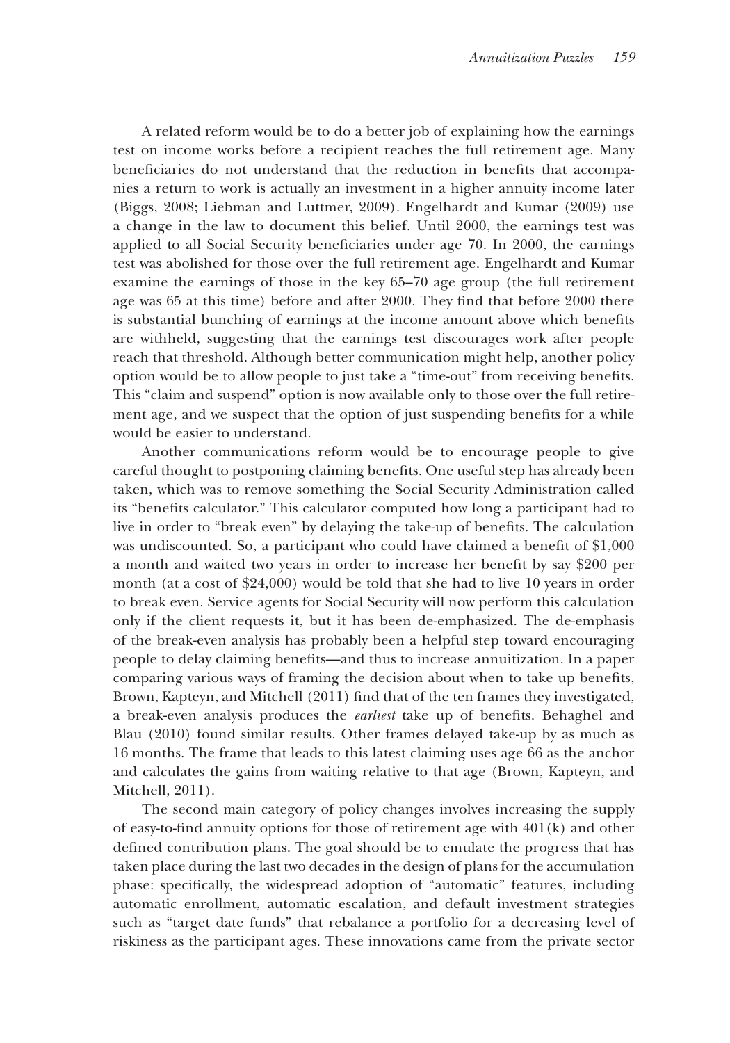A related reform would be to do a better job of explaining how the earnings test on income works before a recipient reaches the full retirement age. Many beneficiaries do not understand that the reduction in benefits that accompanies a return to work is actually an investment in a higher annuity income later (Biggs, 2008; Liebman and Luttmer, 2009). Engelhardt and Kumar (2009) use a change in the law to document this belief. Until 2000, the earnings test was applied to all Social Security beneficiaries under age 70. In 2000, the earnings test was abolished for those over the full retirement age. Engelhardt and Kumar examine the earnings of those in the key 65–70 age group (the full retirement age was 65 at this time) before and after 2000. They find that before 2000 there is substantial bunching of earnings at the income amount above which benefits are withheld, suggesting that the earnings test discourages work after people reach that threshold. Although better communication might help, another policy option would be to allow people to just take a "time-out" from receiving benefits. This "claim and suspend" option is now available only to those over the full retirement age, and we suspect that the option of just suspending benefits for a while would be easier to understand.

Another communications reform would be to encourage people to give careful thought to postponing claiming benefits. One useful step has already been taken, which was to remove something the Social Security Administration called its "benefits calculator." This calculator computed how long a participant had to live in order to "break even" by delaying the take-up of benefits. The calculation was undiscounted. So, a participant who could have claimed a benefit of $1,000 a month and waited two years in order to increase her benefit by say $200 per month (at a cost of $24,000) would be told that she had to live 10 years in order to break even. Service agents for Social Security will now perform this calculation only if the client requests it, but it has been de-emphasized. The de-emphasis of the break-even analysis has probably been a helpful step toward encouraging people to delay claiming benefits—and thus to increase annuitization. In a paper comparing various ways of framing the decision about when to take up benefits, Brown, Kapteyn, and Mitchell (2011) find that of the ten frames they investigated, a break-even analysis produces the *earliest* take up of benefits. Behaghel and Blau (2010) found similar results. Other frames delayed take-up by as much as 16 months. The frame that leads to this latest claiming uses age 66 as the anchor and calculates the gains from waiting relative to that age (Brown, Kapteyn, and Mitchell, 2011).

The second main category of policy changes involves increasing the supply of easy-to-find annuity options for those of retirement age with 401(k) and other defined contribution plans. The goal should be to emulate the progress that has taken place during the last two decades in the design of plans for the accumulation phase: specifically, the widespread adoption of "automatic" features, including automatic enrollment, automatic escalation, and default investment strategies such as "target date funds" that rebalance a portfolio for a decreasing level of riskiness as the participant ages. These innovations came from the private sector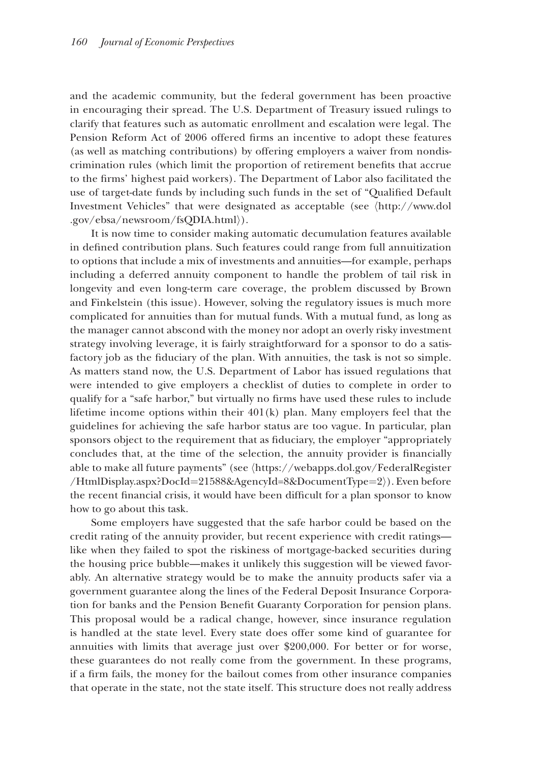and the academic community, but the federal government has been proactive in encouraging their spread. The U.S. Department of Treasury issued rulings to clarify that features such as automatic enrollment and escalation were legal. The Pension Reform Act of 2006 offered firms an incentive to adopt these features (as well as matching contributions) by offering employers a waiver from nondiscrimination rules (which limit the proportion of retirement benefits that accrue to the firms' highest paid workers). The Department of Labor also facilitated the use of target-date funds by including such funds in the set of "Qualified Default Investment Vehicles" that were designated as acceptable (see ⟨http://www.dol.gov/ebsa/newsroom/fsQDIA.html⟩).

It is now time to consider making automatic decumulation features available in defined contribution plans. Such features could range from full annuitization to options that include a mix of investments and annuities—for example, perhaps including a deferred annuity component to handle the problem of tail risk in longevity and even long-term care coverage, the problem discussed by Brown and Finkelstein (this issue). However, solving the regulatory issues is much more complicated for annuities than for mutual funds. With a mutual fund, as long as the manager cannot abscond with the money nor adopt an overly risky investment strategy involving leverage, it is fairly straightforward for a sponsor to do a satisfactory job as the fiduciary of the plan. With annuities, the task is not so simple. As matters stand now, the U.S. Department of Labor has issued regulations that were intended to give employers a checklist of duties to complete in order to qualify for a "safe harbor," but virtually no firms have used these rules to include lifetime income options within their 401(k) plan. Many employers feel that the guidelines for achieving the safe harbor status are too vague. In particular, plan sponsors object to the requirement that as fiduciary, the employer "appropriately concludes that, at the time of the selection, the annuity provider is financially able to make all future payments" (see ⟨https://webapps.dol.gov/FederalRegister/HtmlDisplay.aspx?DocId=21588&AgencyId=8&DocumentType=2⟩). Even before the recent financial crisis, it would have been difficult for a plan sponsor to know how to go about this task.

Some employers have suggested that the safe harbor could be based on the credit rating of the annuity provider, but recent experience with credit ratings—like when they failed to spot the riskiness of mortgage-backed securities during the housing price bubble—makes it unlikely this suggestion will be viewed favorably. An alternative strategy would be to make the annuity products safer via a government guarantee along the lines of the Federal Deposit Insurance Corporation for banks and the Pension Benefit Guaranty Corporation for pension plans. This proposal would be a radical change, however, since insurance regulation is handled at the state level. Every state does offer some kind of guarantee for annuities with limits that average just over $200,000. For better or for worse, these guarantees do not really come from the government. In these programs, if a firm fails, the money for the bailout comes from other insurance companies that operate in the state, not the state itself. This structure does not really address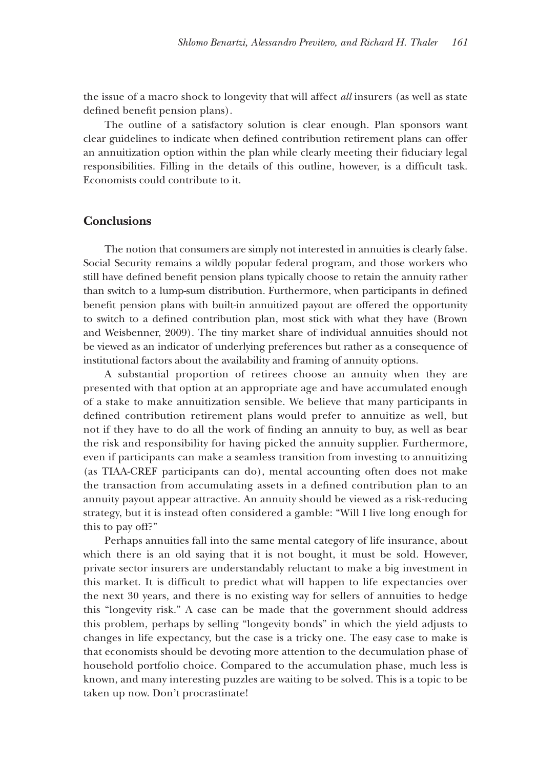the issue of a macro shock to longevity that will affect *all* insurers (as well as state defined benefit pension plans).

The outline of a satisfactory solution is clear enough. Plan sponsors want clear guidelines to indicate when defined contribution retirement plans can offer an annuitization option within the plan while clearly meeting their fiduciary legal responsibilities. Filling in the details of this outline, however, is a difficult task. Economists could contribute to it.

## Conclusions

The notion that consumers are simply not interested in annuities is clearly false. Social Security remains a wildly popular federal program, and those workers who still have defined benefit pension plans typically choose to retain the annuity rather than switch to a lump-sum distribution. Furthermore, when participants in defined benefit pension plans with built-in annuitized payout are offered the opportunity to switch to a defined contribution plan, most stick with what they have (Brown and Weisbenner, 2009). The tiny market share of individual annuities should not be viewed as an indicator of underlying preferences but rather as a consequence of institutional factors about the availability and framing of annuity options.

A substantial proportion of retirees choose an annuity when they are presented with that option at an appropriate age and have accumulated enough of a stake to make annuitization sensible. We believe that many participants in defined contribution retirement plans would prefer to annuitize as well, but not if they have to do all the work of finding an annuity to buy, as well as bear the risk and responsibility for having picked the annuity supplier. Furthermore, even if participants can make a seamless transition from investing to annuitizing (as TIAA-CREF participants can do), mental accounting often does not make the transaction from accumulating assets in a defined contribution plan to an annuity payout appear attractive. An annuity should be viewed as a risk-reducing strategy, but it is instead often considered a gamble: "Will I live long enough for this to pay off?"

Perhaps annuities fall into the same mental category of life insurance, about which there is an old saying that it is not bought, it must be sold. However, private sector insurers are understandably reluctant to make a big investment in this market. It is difficult to predict what will happen to life expectancies over the next 30 years, and there is no existing way for sellers of annuities to hedge this "longevity risk." A case can be made that the government should address this problem, perhaps by selling "longevity bonds" in which the yield adjusts to changes in life expectancy, but the case is a tricky one. The easy case to make is that economists should be devoting more attention to the decumulation phase of household portfolio choice. Compared to the accumulation phase, much less is known, and many interesting puzzles are waiting to be solved. This is a topic to be taken up now. Don't procrastinate!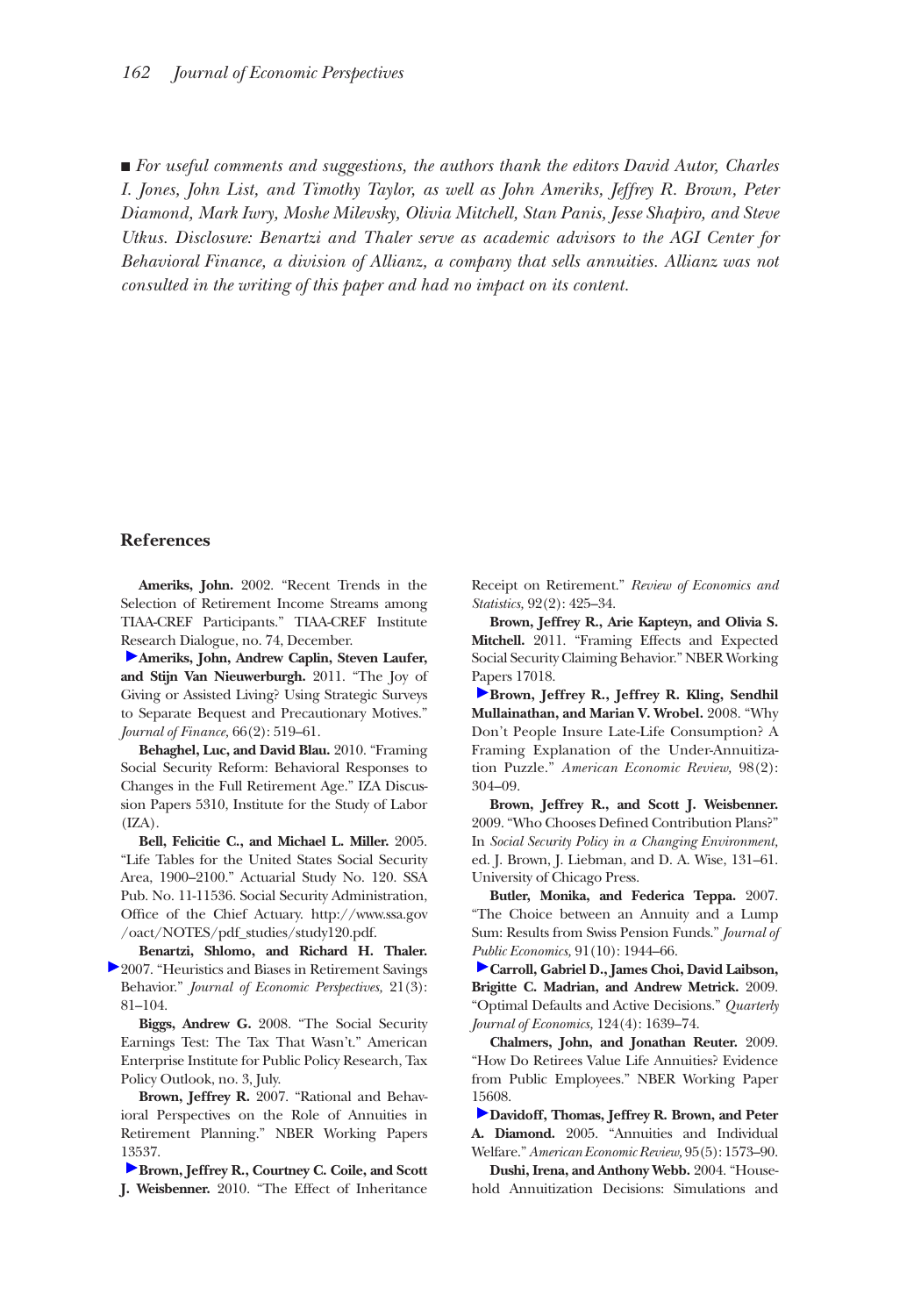■ *For useful comments and suggestions, the authors thank the editors David Autor, Charles I. Jones, John List, and Timothy Taylor, as well as John Ameriks, Jeffrey R. Brown, Peter Diamond, Mark Iwry, Moshe Milevsky, Olivia Mitchell, Stan Panis, Jesse Shapiro, and Steve Utkus. Disclosure: Benartzi and Thaler serve as academic advisors to the AGI Center for Behavioral Finance, a division of Allianz, a company that sells annuities. Allianz was not consulted in the writing of this paper and had no impact on its content.*

## References

**Ameriks, John.** 2002. "Recent Trends in the Selection of Retirement Income Streams among TIAA-CREF Participants." TIAA-CREF Institute Research Dialogue, no. 74, December.

**Ameriks, John, Andrew Caplin, Steven Laufer, and Stijn Van Nieuwerburgh.** 2011. "The Joy of Giving or Assisted Living? Using Strategic Surveys to Separate Bequest and Precautionary Motives." *Journal of Finance,* 66(2): 519–61.

**Behaghel, Luc, and David Blau.** 2010. "Framing Social Security Reform: Behavioral Responses to Changes in the Full Retirement Age." IZA Discussion Papers 5310, Institute for the Study of Labor (IZA).

**Bell, Felicitie C., and Michael L. Miller.** 2005. "Life Tables for the United States Social Security Area, 1900–2100." Actuarial Study No. 120. SSA Pub. No. 11-11536. Social Security Administration, Office of the Chief Actuary. http://www.ssa.gov/oact/NOTES/pdf_studies/study120.pdf.

**Benartzi, Shlomo, and Richard H. Thaler.** 2007. "Heuristics and Biases in Retirement Savings Behavior." *Journal of Economic Perspectives,* 21(3): 81–104.

**Biggs, Andrew G.** 2008. "The Social Security Earnings Test: The Tax That Wasn't." American Enterprise Institute for Public Policy Research, Tax Policy Outlook, no. 3, July.

**Brown, Jeffrey R.** 2007. "Rational and Behavioral Perspectives on the Role of Annuities in Retirement Planning." NBER Working Papers 13537.

**Brown, Jeffrey R., Courtney C. Coile, and Scott J. Weisbenner.** 2010. "The Effect of Inheritance Receipt on Retirement." *Review of Economics and Statistics,* 92(2): 425–34.

**Brown, Jeffrey R., Arie Kapteyn, and Olivia S. Mitchell.** 2011. "Framing Effects and Expected Social Security Claiming Behavior." NBER Working Papers 17018.

**Brown, Jeffrey R., Jeffrey R. Kling, Sendhil Mullainathan, and Marian V. Wrobel.** 2008. "Why Don't People Insure Late-Life Consumption? A Framing Explanation of the Under-Annuitization Puzzle." *American Economic Review,* 98(2): 304–09.

**Brown, Jeffrey R., and Scott J. Weisbenner.** 2009. "Who Chooses Defined Contribution Plans?" In *Social Security Policy in a Changing Environment,* ed. J. Brown, J. Liebman, and D. A. Wise, 131–61. University of Chicago Press.

**Butler, Monika, and Federica Teppa.** 2007. "The Choice between an Annuity and a Lump Sum: Results from Swiss Pension Funds." *Journal of Public Economics,* 91(10): 1944–66.

**Carroll, Gabriel D., James Choi, David Laibson, Brigitte C. Madrian, and Andrew Metrick.** 2009. "Optimal Defaults and Active Decisions." *Quarterly Journal of Economics,* 124(4): 1639–74.

**Chalmers, John, and Jonathan Reuter.** 2009. "How Do Retirees Value Life Annuities? Evidence from Public Employees." NBER Working Paper 15608.

**Davidoff, Thomas, Jeffrey R. Brown, and Peter A. Diamond.** 2005. "Annuities and Individual Welfare." *American Economic Review,* 95(5): 1573–90.

**Dushi, Irena, and Anthony Webb.** 2004. "Household Annuitization Decisions: Simulations and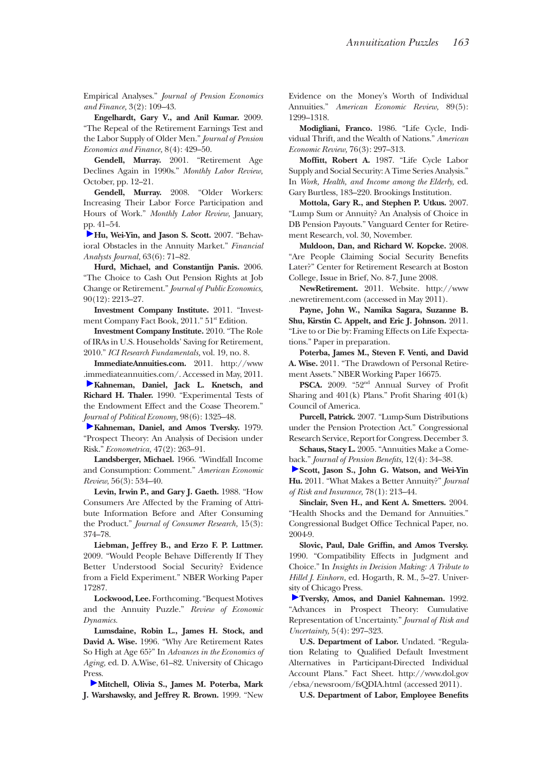Empirical Analyses." *Journal of Pension Economics and Finance,* 3(2): 109–43.

**Engelhardt, Gary V., and Anil Kumar.** 2009. "The Repeal of the Retirement Earnings Test and the Labor Supply of Older Men." *Journal of Pension Economics and Finance,* 8(4): 429–50.

**Gendell, Murray.** 2001. "Retirement Age Declines Again in 1990s." *Monthly Labor Review,* October, pp. 12–21.

**Gendell, Murray.** 2008. "Older Workers: Increasing Their Labor Force Participation and Hours of Work." *Monthly Labor Review,* January, pp. 41–54.

**Hu, Wei-Yin, and Jason S. Scott.** 2007. "Behavioral Obstacles in the Annuity Market." *Financial Analysts Journal,* 63(6): 71–82.

**Hurd, Michael, and Constantijn Panis.** 2006. "The Choice to Cash Out Pension Rights at Job Change or Retirement." *Journal of Public Economics,* 90(12): 2213–27.

**Investment Company Institute.** 2011. "Investment Company Fact Book, 2011." 51st Edition.

**Investment Company Institute.** 2010. "The Role of IRAs in U.S. Households' Saving for Retirement, 2010." *ICI Research Fundamentals,* vol. 19, no. 8.

**ImmediateAnnuities.com.** 2011. http://www.immediateannuities.com/. Accessed in May, 2011.

**Kahneman, Daniel, Jack L. Knetsch, and Richard H. Thaler.** 1990. "Experimental Tests of the Endowment Effect and the Coase Theorem." *Journal of Political Economy,* 98(6): 1325–48.

**Kahneman, Daniel, and Amos Tversky.** 1979. "Prospect Theory: An Analysis of Decision under Risk." *Econometrica,* 47(2): 263–91.

**Landsberger, Michael.** 1966. "Windfall Income and Consumption: Comment." *American Economic Review,* 56(3): 534–40.

**Levin, Irwin P., and Gary J. Gaeth.** 1988. "How Consumers Are Affected by the Framing of Attribute Information Before and After Consuming the Product." *Journal of Consumer Research,* 15(3): 374–78.

**Liebman, Jeffrey B., and Erzo F. P. Luttmer.** 2009. "Would People Behave Differently If They Better Understood Social Security? Evidence from a Field Experiment." NBER Working Paper 17287.

**Lockwood, Lee.** Forthcoming. "Bequest Motives and the Annuity Puzzle." *Review of Economic Dynamics.*

**Lumsdaine, Robin L., James H. Stock, and David A. Wise.** 1996. "Why Are Retirement Rates So High at Age 65?" In *Advances in the Economics of Aging,* ed. D. A.Wise, 61–82. University of Chicago Press.

**Mitchell, Olivia S., James M. Poterba, Mark J. Warshawsky, and Jeffrey R. Brown.** 1999. "New Evidence on the Money's Worth of Individual Annuities." *American Economic Review,* 89(5): 1299–1318.

**Modigliani, Franco.** 1986. "Life Cycle, Individual Thrift, and the Wealth of Nations." *American Economic Review,* 76(3): 297–313.

**Moffitt, Robert A.** 1987. "Life Cycle Labor Supply and Social Security: A Time Series Analysis." In *Work, Health, and Income among the Elderly,* ed. Gary Burtless, 183–220. Brookings Institution.

**Mottola, Gary R., and Stephen P. Utkus.** 2007. "Lump Sum or Annuity? An Analysis of Choice in DB Pension Payouts." Vanguard Center for Retirement Research, vol. 30, November.

**Muldoon, Dan, and Richard W. Kopcke.** 2008. "Are People Claiming Social Security Benefits Later?" Center for Retirement Research at Boston College, Issue in Brief, No. 8-7, June 2008.

**NewRetirement.** 2011. Website. http://www.newretirement.com (accessed in May 2011).

**Payne, John W., Namika Sagara, Suzanne B. Shu, Kirstin C. Appelt, and Eric J. Johnson.** 2011. "Live to or Die by: Framing Effects on Life Expectations." Paper in preparation.

**Poterba, James M., Steven F. Venti, and David A. Wise.** 2011. "The Drawdown of Personal Retirement Assets." NBER Working Paper 16675.

**PSCA.** 2009. "52nd Annual Survey of Profit Sharing and 401(k) Plans." Profit Sharing 401(k) Council of America.

**Purcell, Patrick.** 2007. "Lump-Sum Distributions under the Pension Protection Act." Congressional Research Service, Report for Congress. December 3.

**Schaus, Stacy L.** 2005. "Annuities Make a Comeback." *Journal of Pension Benefits,* 12(4): 34–38.

**Scott, Jason S., John G. Watson, and Wei-Yin Hu.** 2011. "What Makes a Better Annuity?" *Journal of Risk and Insurance,* 78(1): 213–44.

**Sinclair, Sven H., and Kent A. Smetters.** 2004. "Health Shocks and the Demand for Annuities." Congressional Budget Office Technical Paper, no. 2004-9.

**Slovic, Paul, Dale Griffin, and Amos Tversky.** 1990. "Compatibility Effects in Judgment and Choice." In *Insights in Decision Making: A Tribute to Hillel J. Einhorn,* ed. Hogarth, R. M., 5–27. University of Chicago Press.

**Tversky, Amos, and Daniel Kahneman.** 1992. "Advances in Prospect Theory: Cumulative Representation of Uncertainty." *Journal of Risk and Uncertainty,* 5(4): 297–323.

**U.S. Department of Labor.** Undated. "Regulation Relating to Qualified Default Investment Alternatives in Participant-Directed Individual Account Plans." Fact Sheet. http://www.dol.gov/ebsa/newsroom/fsQDIA.html (accessed 2011).

**U.S. Department of Labor, Employee Benefits**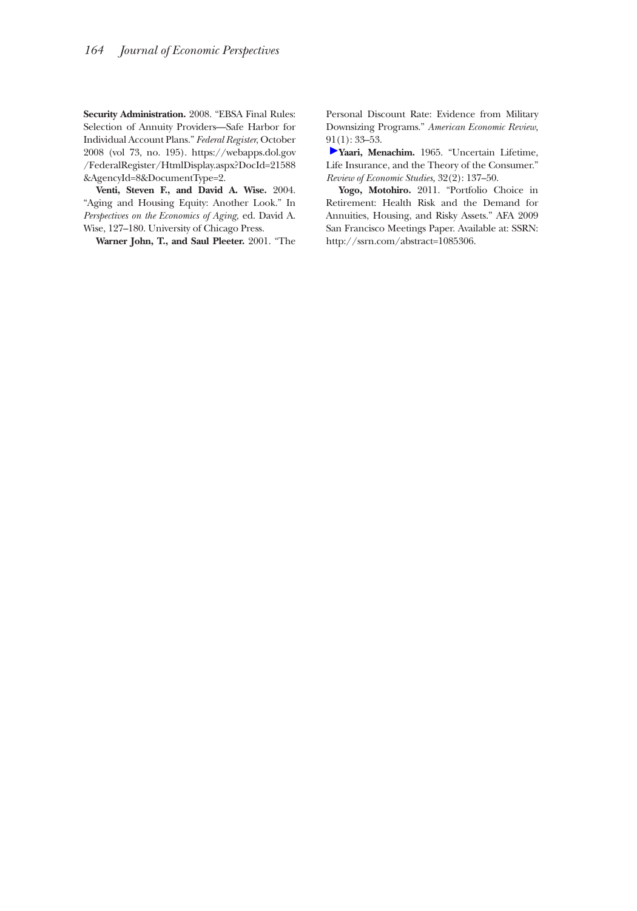**Security Administration.** 2008. "EBSA Final Rules: Selection of Annuity Providers—Safe Harbor for Individual Account Plans." *Federal Register,* October 2008 (vol 73, no. 195). https://webapps.dol.gov/FederalRegister/HtmlDisplay.aspx?DocId=21588&AgencyId=8&DocumentType=2.

**Venti, Steven F., and David A. Wise.** 2004. "Aging and Housing Equity: Another Look." In *Perspectives on the Economics of Aging,* ed. David A. Wise, 127–180. University of Chicago Press.

**Warner John, T., and Saul Pleeter.** 2001. "The Personal Discount Rate: Evidence from Military Downsizing Programs." *American Economic Review,* 91(1): 33–53.

**Yaari, Menachim.** 1965. "Uncertain Lifetime, Life Insurance, and the Theory of the Consumer." *Review of Economic Studies,* 32(2): 137–50.

**Yogo, Motohiro.** 2011. "Portfolio Choice in Retirement: Health Risk and the Demand for Annuities, Housing, and Risky Assets." AFA 2009 San Francisco Meetings Paper. Available at: SSRN: http://ssrn.com/abstract=1085306.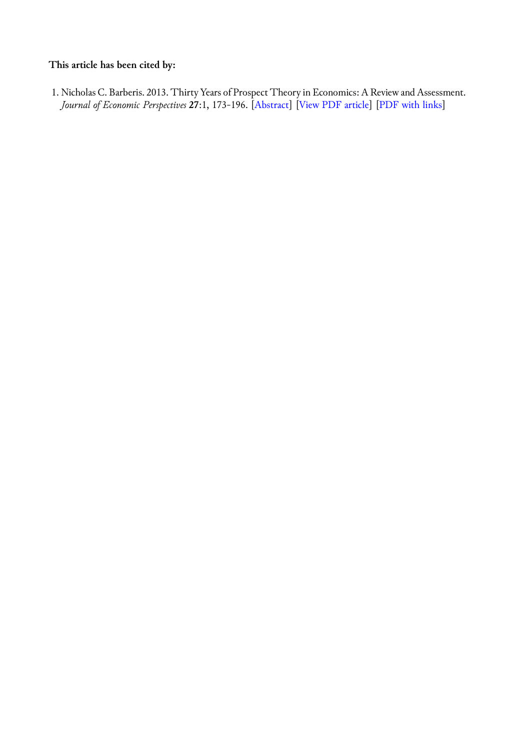**This article has been cited by:**

1. Nicholas C. Barberis. 2013. Thirty Years of Prospect Theory in Economics: A Review and Assessment. *Journal of Economic Perspectives* **27**:1, 173-196. [Abstract] [View PDF article] [PDF with links]